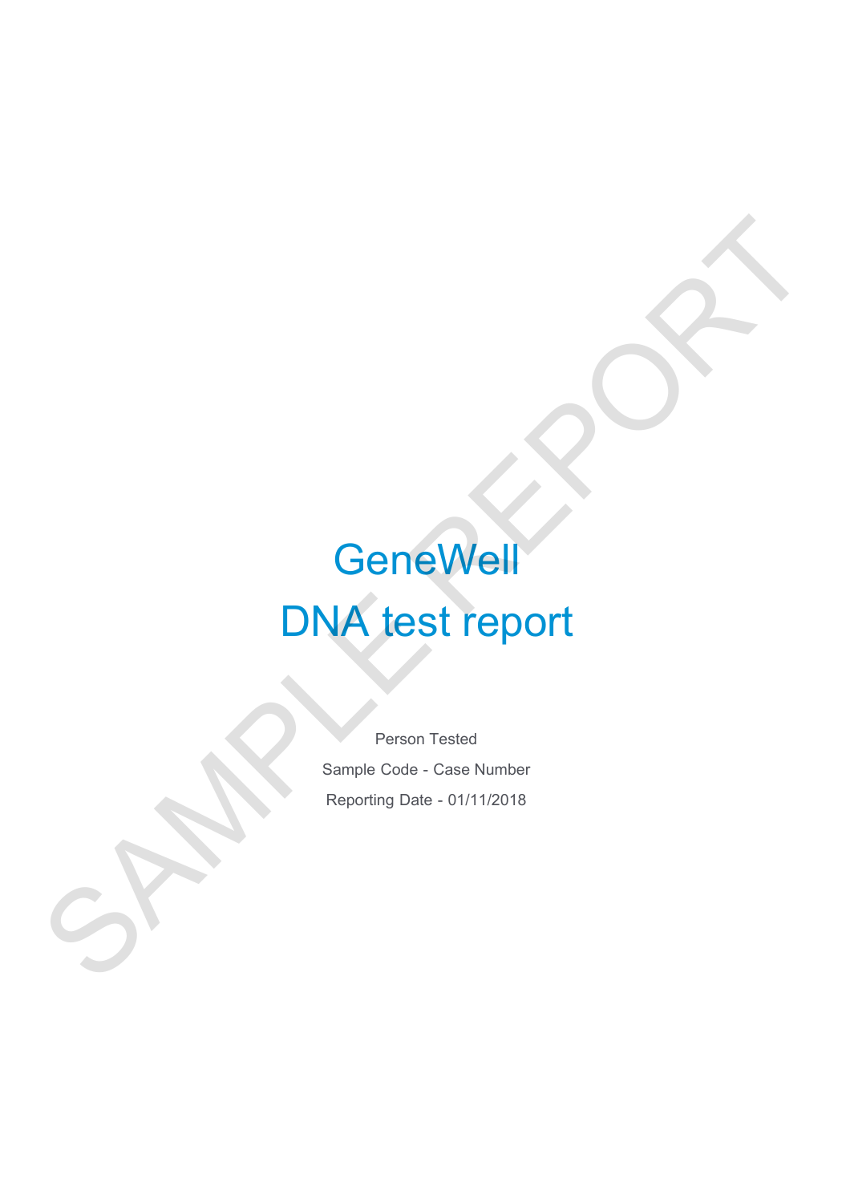# GeneWell

# DNA test report

Person Tested

Sample Code - Case Number

Reporting Date - 01/11/2018

SAMPLE REPORT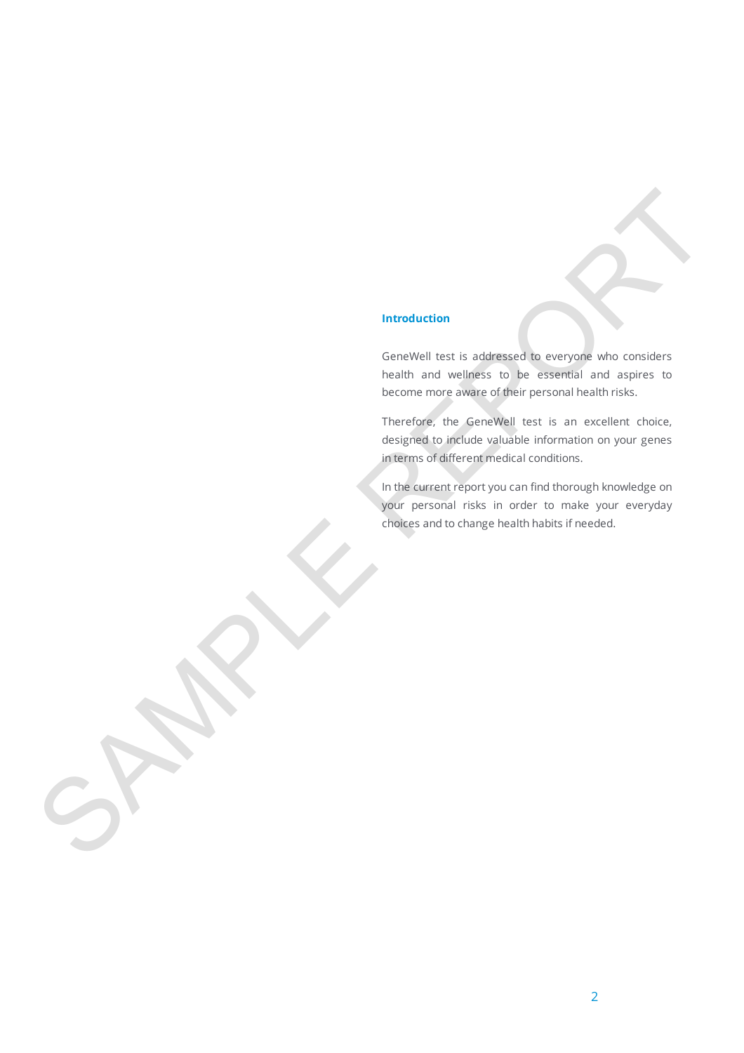## Introduction

GeneWell test is addressed to everyone who considers health and wellness to be essential and aspires to become more aware of their personal health risks.

Therefore, the GeneWell test is an excellent choice, designed to include valuable information on your genes in terms of different medical conditions.

In the current report you can find thorough knowledge on your personal risks in order to make your everyday choices and to change health habits if needed.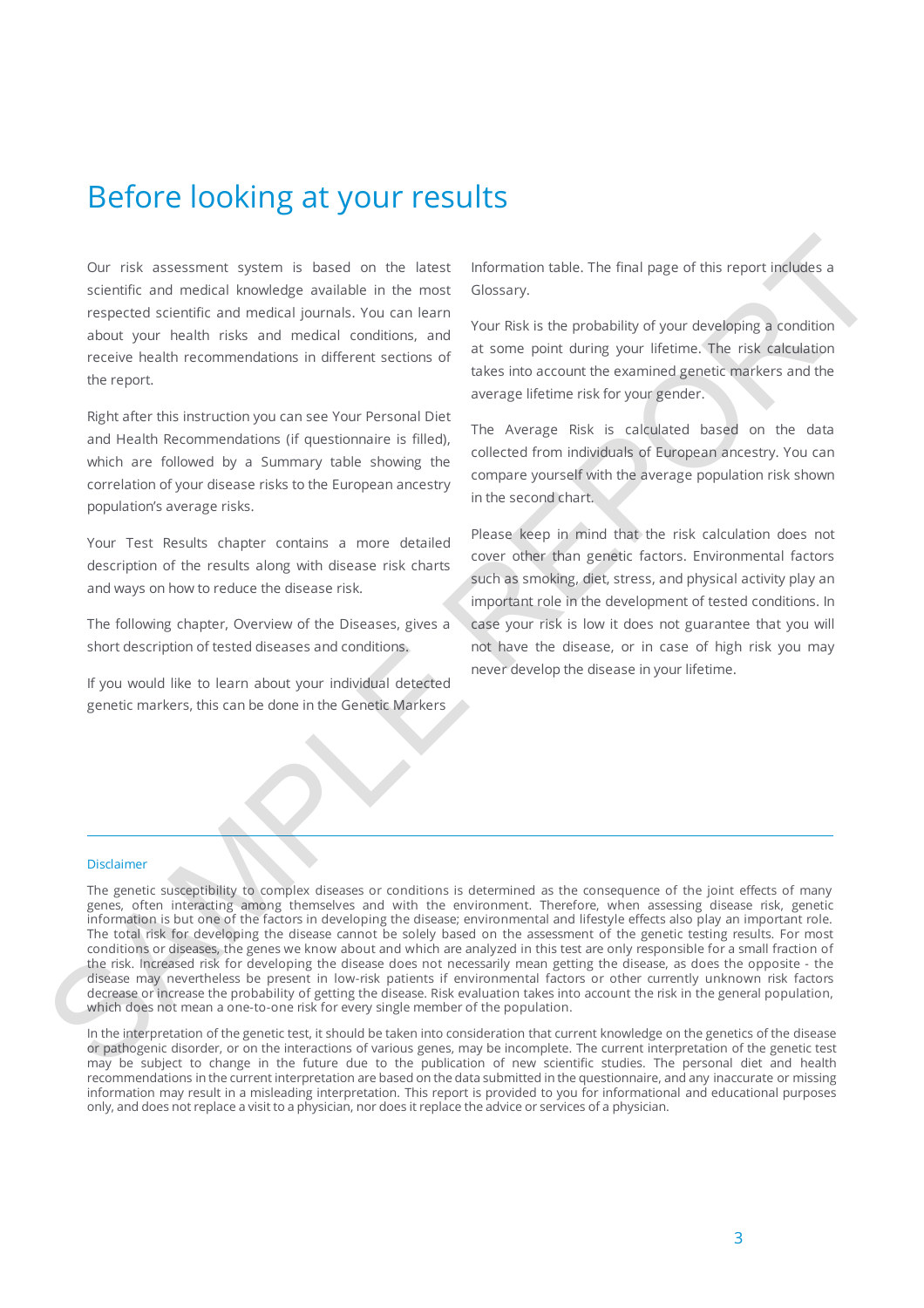# Before looking at your results

Our risk assessment system is based on the latest scientific and medical knowledge available in the most respected scientific and medical journals. You can learn about your health risks and medical conditions, and receive health recommendations in different sections of the report.

Right after this instruction you can see Your Personal Diet and Health Recommendations (if questionnaire is filled), which are followed by a Summary table showing the correlation of your disease risks to the European ancestry population's average risks.

Your Test Results chapter contains a more detailed description of the results along with disease risk charts and ways on how to reduce the disease risk.

The following chapter, Overview of the Diseases, gives a short description of tested diseases and conditions.

If you would like to learn about your individual detected genetic markers, this can be done in the Genetic Markers Information table. The final page of this report includes a Glossary.

Your Risk is the probability of your developing a condition at some point during your lifetime. The risk calculation takes into account the examined genetic markers and the average lifetime risk for your gender.

The Average Risk is calculated based on the data collected from individuals of European ancestry. You can compare yourself with the average population risk shown in the second chart.

Please keep in mind that the risk calculation does not cover other than genetic factors. Environmental factors such as smoking, diet, stress, and physical activity play an important role in the development of tested conditions. In case your risk is low it does not guarantee that you will not have the disease, or in case of high risk you may never develop the disease in your lifetime.

Disclaimer

The genetic susceptibility to complex diseases or conditions is determined as the consequence of the joint effects of many genes, often interacting among themselves and with the environment. Therefore, when assessing disease risk, genetic information is but one of the factors in developing the disease; environmental and lifestyle effects also play an important role. The total risk for developing the disease cannot be solely based on the assessment of the genetic testing results. For most conditions or diseases, the genes we know about and which are analyzed in this test are only responsible for a small fraction of the risk. Increased risk for developing the disease does not necessarily mean getting the disease, as does the opposite - the disease may nevertheless be present in low-risk patients if environmental factors or other currently unknown risk factors decrease or increase the probability of getting the disease. Risk evaluation takes into account the risk in the general population, which does not mean a one-to-one risk for every single member of the population.

In the interpretation of the genetic test, it should be taken into consideration that current knowledge on the genetics of the disease or pathogenic disorder, or on the interactions of various genes, may be incomplete. The current interpretation of the genetic test may be subject to change in the future due to the publication of new scientific studies. The personal diet and health recommendations in the current interpretation are based on the data submitted in the questionnaire, and any inaccurate or missing information may result in a misleading interpretation. This report is provided to you for informational and educational purposes only, and does not replace a visit to a physician, nor does it replace the advice or services of a physician.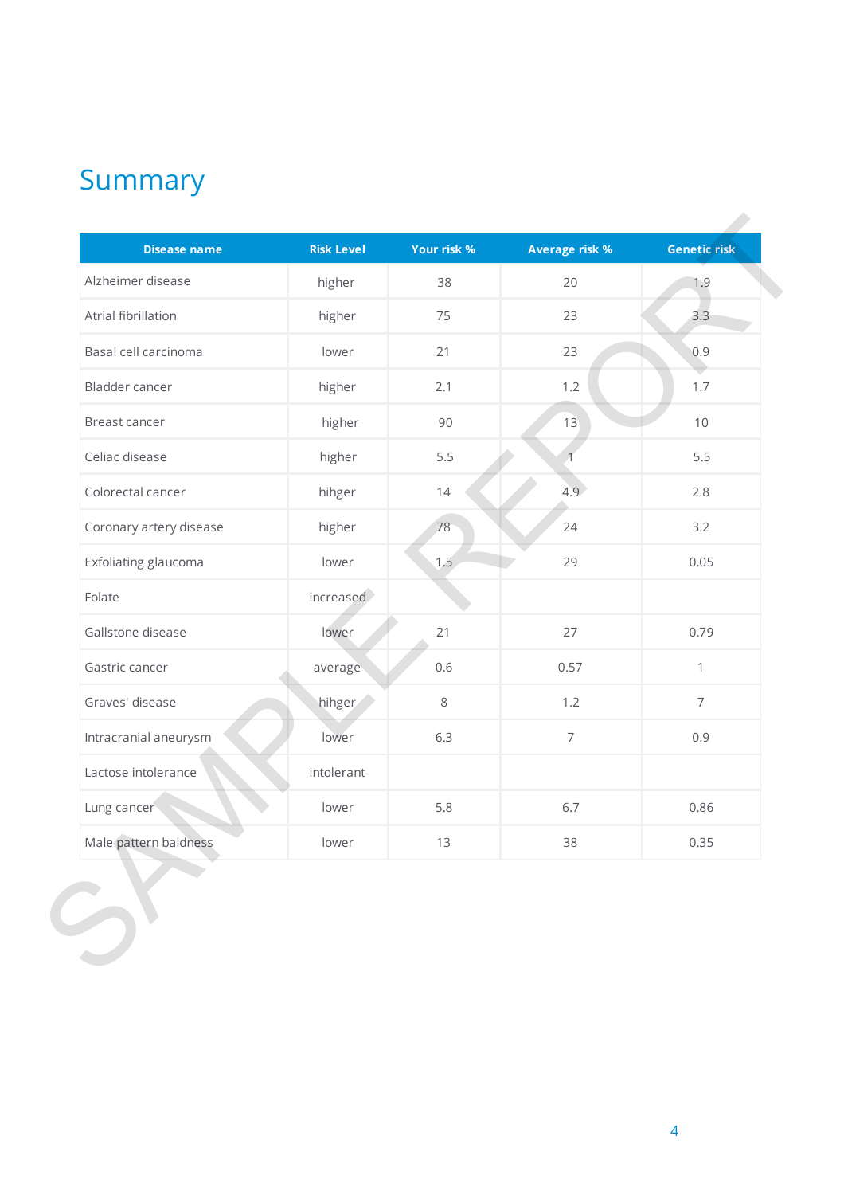# Summary

| Disease name | Risk Level | Your risk % | Average risk % | Genetic risk |
|---|---|---|---|---|
| Alzheimer disease | higher | 38 | 20 | 1.9 |
| Atrial fibrillation | higher | 75 | 23 | 3.3 |
| Basal cell carcinoma | lower | 21 | 23 | 0.9 |
| Bladder cancer | higher | 2.1 | 1.2 | 1.7 |
| Breast cancer | higher | 90 | 13 | 10 |
| Celiac disease | higher | 5.5 | 1 | 5.5 |
| Colorectal cancer | hihger | 14 | 4.9 | 2.8 |
| Coronary artery disease | higher | 78 | 24 | 3.2 |
| Exfoliating glaucoma | lower | 1.5 | 29 | 0.05 |
| Folate | increased | | | |
| Gallstone disease | lower | 21 | 27 | 0.79 |
| Gastric cancer | average | 0.6 | 0.57 | 1 |
| Graves' disease | hihger | 8 | 1.2 | 7 |
| Intracranial aneurysm | lower | 6.3 | 7 | 0.9 |
| Lactose intolerance | intolerant | | | |
| Lung cancer | lower | 5.8 | 6.7 | 0.86 |
| Male pattern baldness | lower | 13 | 38 | 0.35 |

SAMPLE REPORT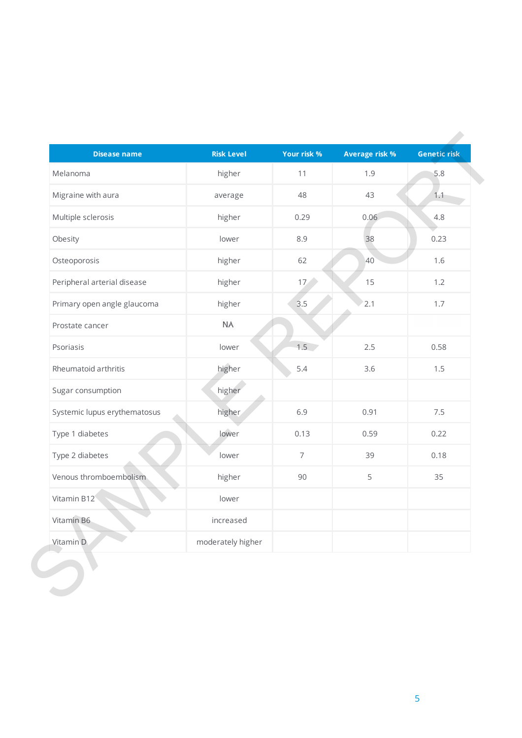| Disease name | Risk Level | Your risk % | Average risk % | Genetic risk |
|---|---|---|---|---|
| Melanoma | higher | 11 | 1.9 | 5.8 |
| Migraine with aura | average | 48 | 43 | 1.1 |
| Multiple sclerosis | higher | 0.29 | 0.06 | 4.8 |
| Obesity | lower | 8.9 | 38 | 0.23 |
| Osteoporosis | higher | 62 | 40 | 1.6 |
| Peripheral arterial disease | higher | 17 | 15 | 1.2 |
| Primary open angle glaucoma | higher | 3.5 | 2.1 | 1.7 |
| Prostate cancer | NA | | | |
| Psoriasis | lower | 1.5 | 2.5 | 0.58 |
| Rheumatoid arthritis | higher | 5.4 | 3.6 | 1.5 |
| Sugar consumption | higher | | | |
| Systemic lupus erythematosus | higher | 6.9 | 0.91 | 7.5 |
| Type 1 diabetes | lower | 0.13 | 0.59 | 0.22 |
| Type 2 diabetes | lower | 7 | 39 | 0.18 |
| Venous thromboembolism | higher | 90 | 5 | 35 |
| Vitamin B12 | lower | | | |
| Vitamin B6 | increased | | | |
| Vitamin D | moderately higher | | | |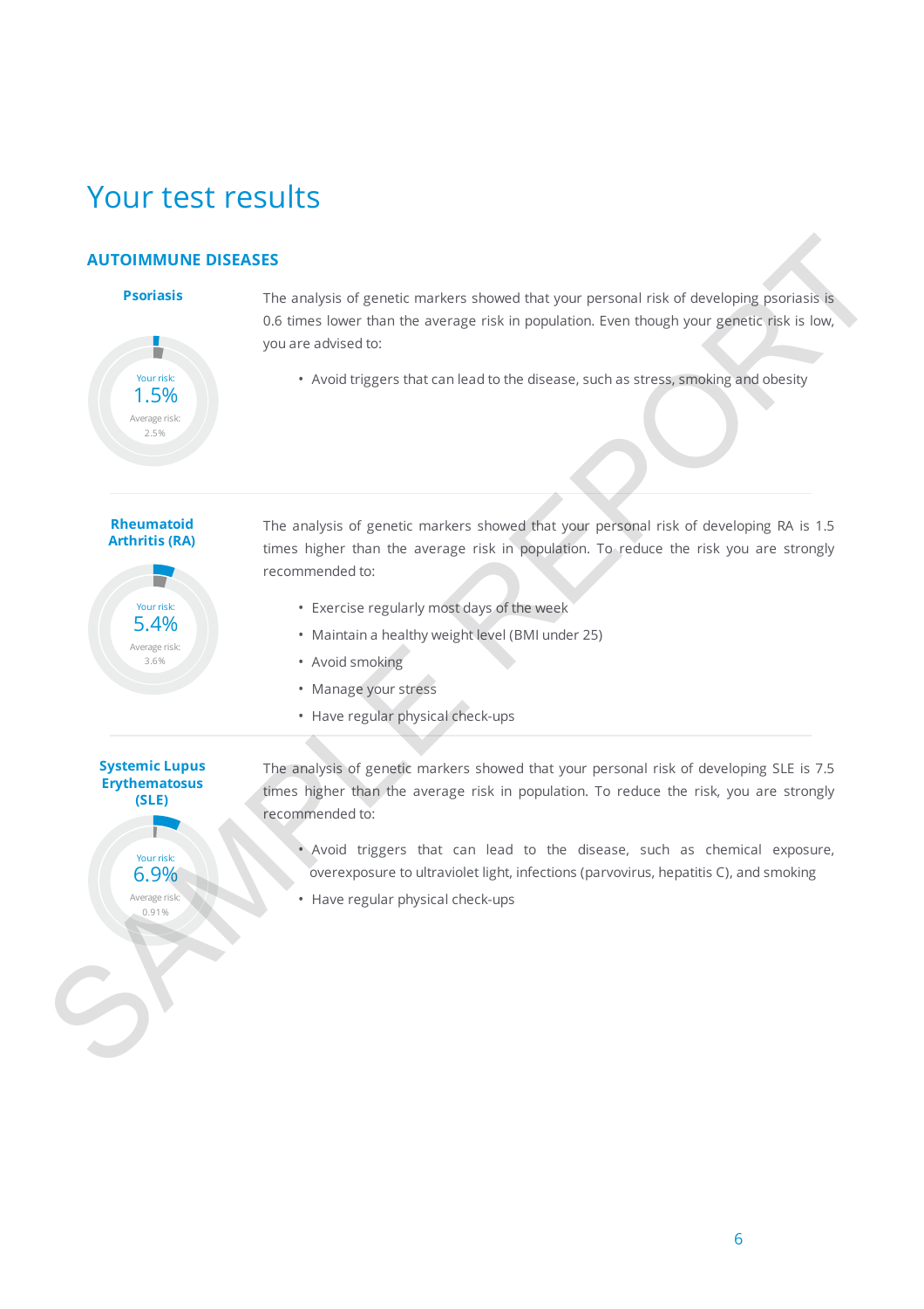# Your test results

## AUTOIMMUNE DISEASES

### Psoriasis

Your risk: 1.5%

Average risk: 2.5%

The analysis of genetic markers showed that your personal risk of developing psoriasis is 0.6 times lower than the average risk in population. Even though your genetic risk is low, you are advised to:

- Avoid triggers that can lead to the disease, such as stress, smoking and obesity

### Rheumatoid Arthritis (RA)

Your risk: 5.4%

Average risk: 3.6%

The analysis of genetic markers showed that your personal risk of developing RA is 1.5 times higher than the average risk in population. To reduce the risk you are strongly recommended to:

- Exercise regularly most days of the week
- Maintain a healthy weight level (BMI under 25)
- Avoid smoking
- Manage your stress
- Have regular physical check-ups

### Systemic Lupus Erythematosus (SLE)

Your risk: 6.9%

Average risk: 0.91%

The analysis of genetic markers showed that your personal risk of developing SLE is 7.5 times higher than the average risk in population. To reduce the risk, you are strongly recommended to:

- Avoid triggers that can lead to the disease, such as chemical exposure, overexposure to ultraviolet light, infections (parvovirus, hepatitis C), and smoking
- Have regular physical check-ups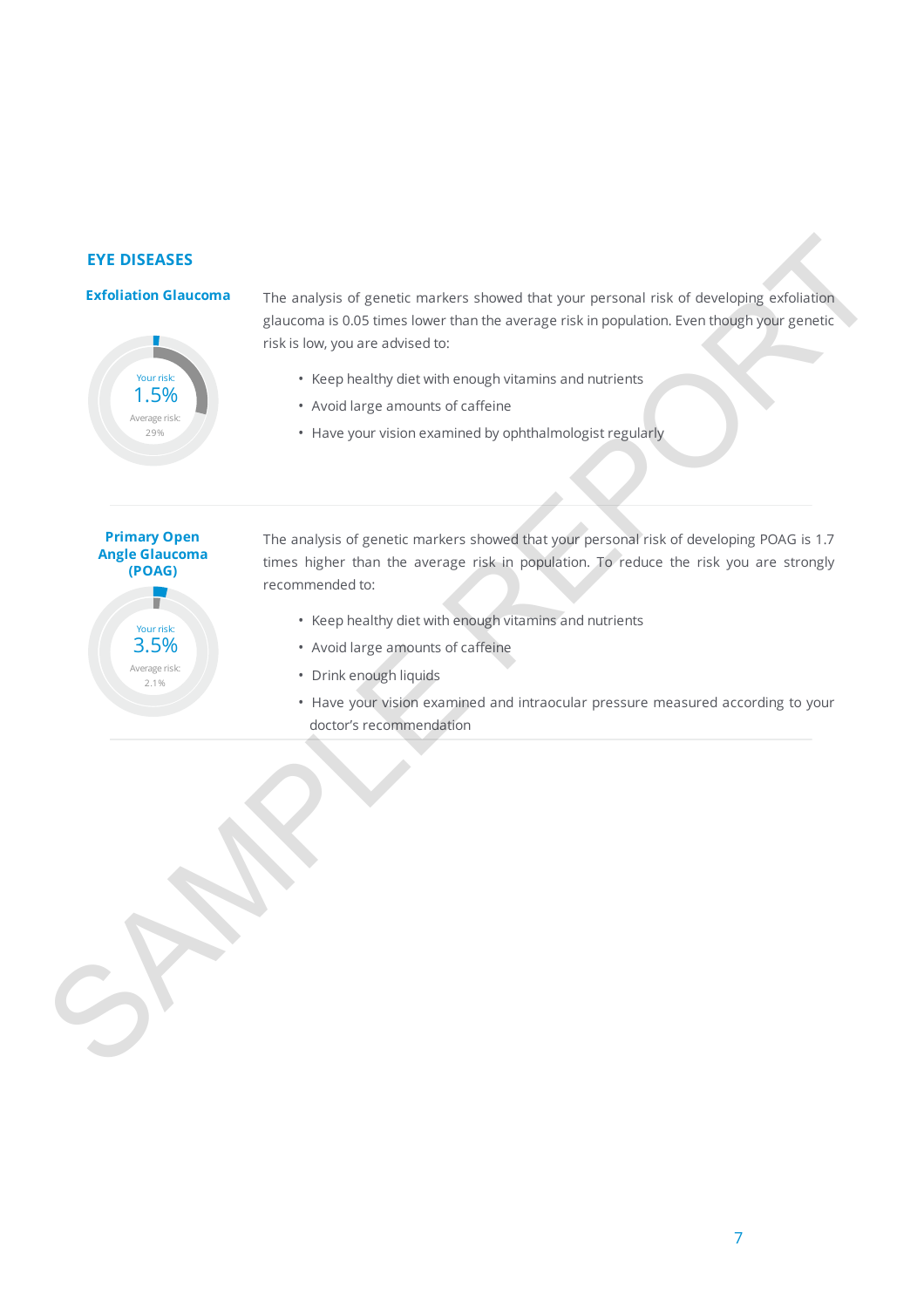## EYE DISEASES

### Exfoliation Glaucoma

Your risk:
1.5%
Average risk:
29%

The analysis of genetic markers showed that your personal risk of developing exfoliation glaucoma is 0.05 times lower than the average risk in population. Even though your genetic risk is low, you are advised to:

- Keep healthy diet with enough vitamins and nutrients
- Avoid large amounts of caffeine
- Have your vision examined by ophthalmologist regularly

### Primary Open Angle Glaucoma (POAG)

Your risk:
3.5%
Average risk:
2.1%

The analysis of genetic markers showed that your personal risk of developing POAG is 1.7 times higher than the average risk in population. To reduce the risk you are strongly recommended to:

- Keep healthy diet with enough vitamins and nutrients
- Avoid large amounts of caffeine
- Drink enough liquids
- Have your vision examined and intraocular pressure measured according to your doctor's recommendation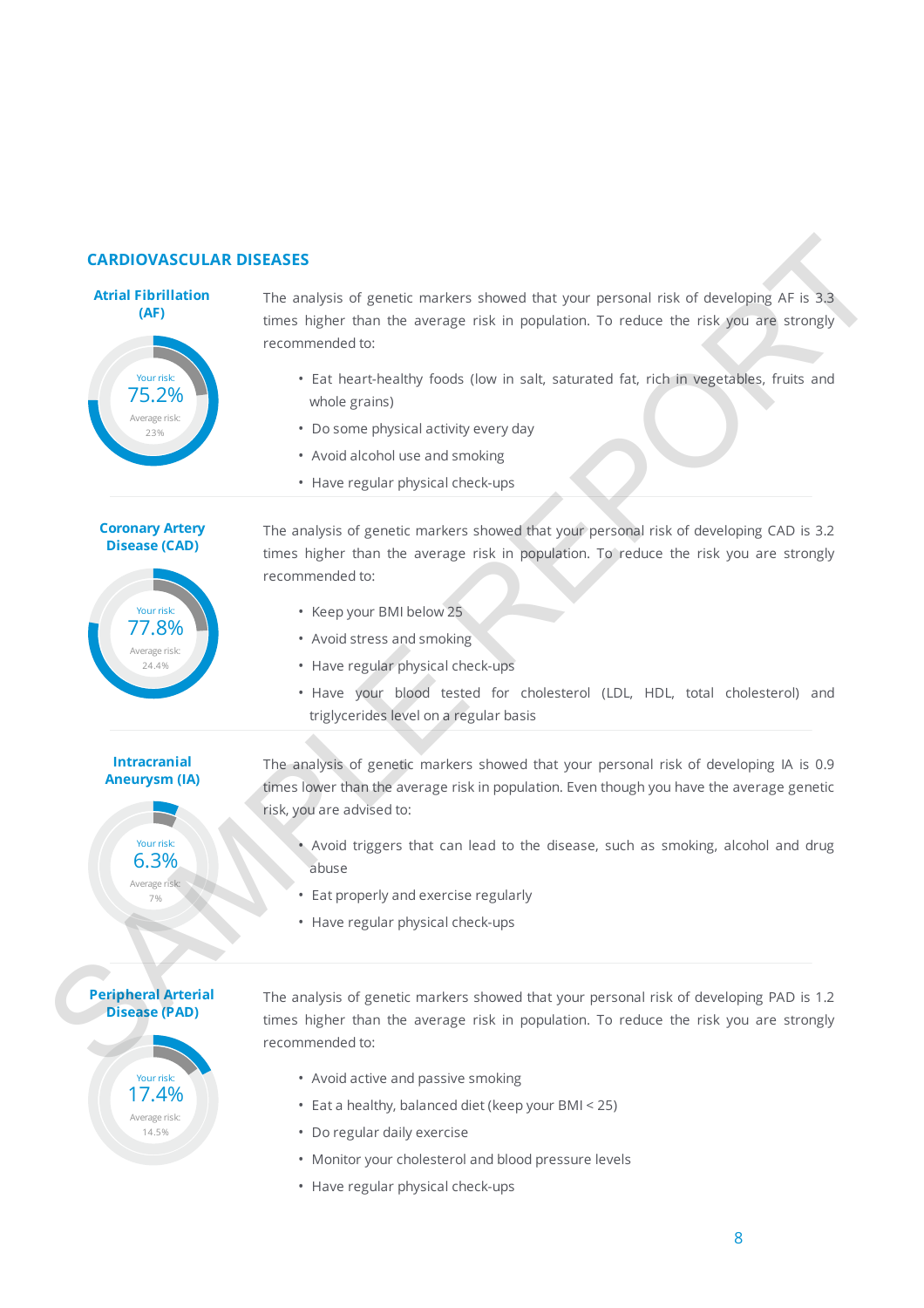## CARDIOVASCULAR DISEASES

### Atrial Fibrillation (AF)

Your risk: 75.2%

Average risk: 23%

The analysis of genetic markers showed that your personal risk of developing AF is 3.3 times higher than the average risk in population. To reduce the risk you are strongly recommended to:

- Eat heart-healthy foods (low in salt, saturated fat, rich in vegetables, fruits and whole grains)
- Do some physical activity every day
- Avoid alcohol use and smoking
- Have regular physical check-ups

### Coronary Artery Disease (CAD)

Your risk: 77.8%

Average risk: 24.4%

The analysis of genetic markers showed that your personal risk of developing CAD is 3.2 times higher than the average risk in population. To reduce the risk you are strongly recommended to:

- Keep your BMI below 25
- Avoid stress and smoking
- Have regular physical check-ups
- Have your blood tested for cholesterol (LDL, HDL, total cholesterol) and triglycerides level on a regular basis

### Intracranial Aneurysm (IA)

Your risk: 6.3%

Average risk: 7%

The analysis of genetic markers showed that your personal risk of developing IA is 0.9 times lower than the average risk in population. Even though you have the average genetic risk, you are advised to:

- Avoid triggers that can lead to the disease, such as smoking, alcohol and drug abuse
- Eat properly and exercise regularly
- Have regular physical check-ups

### Peripheral Arterial Disease (PAD)

Your risk: 17.4%

Average risk: 14.5%

The analysis of genetic markers showed that your personal risk of developing PAD is 1.2 times higher than the average risk in population. To reduce the risk you are strongly recommended to:

- Avoid active and passive smoking
- Eat a healthy, balanced diet (keep your BMI < 25)
- Do regular daily exercise
- Monitor your cholesterol and blood pressure levels
- Have regular physical check-ups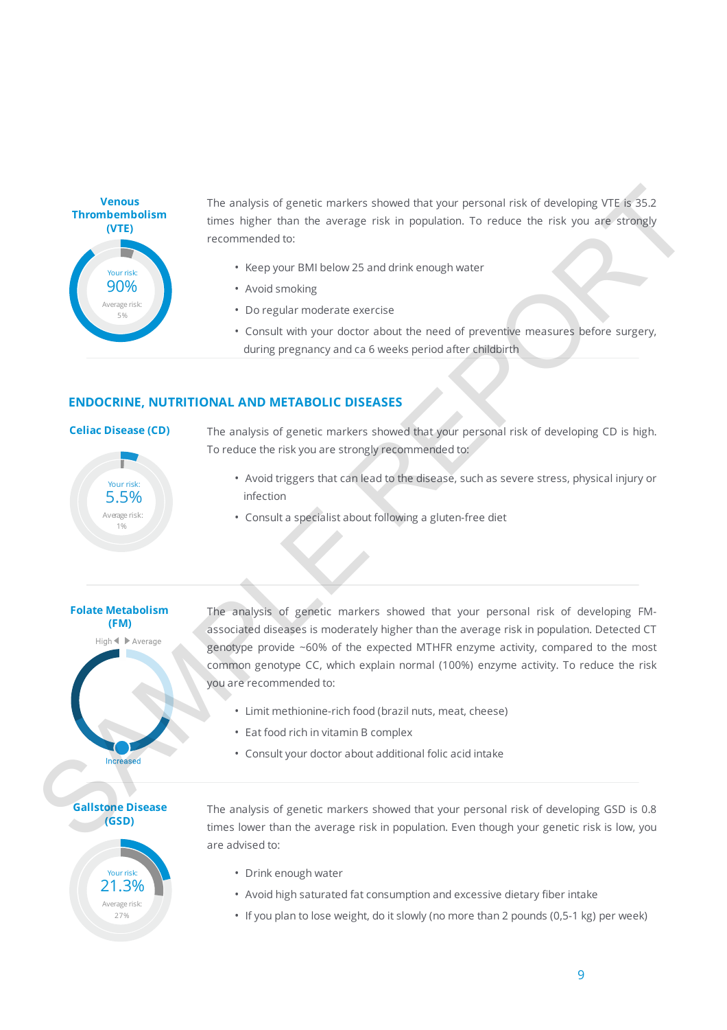### Venous Thrombembolism (VTE)

Your risk: 90%

Average risk: 5%

The analysis of genetic markers showed that your personal risk of developing VTE is 35.2 times higher than the average risk in population. To reduce the risk you are strongly recommended to:

- Keep your BMI below 25 and drink enough water
- Avoid smoking
- Do regular moderate exercise
- Consult with your doctor about the need of preventive measures before surgery, during pregnancy and ca 6 weeks period after childbirth

## ENDOCRINE, NUTRITIONAL AND METABOLIC DISEASES

### Celiac Disease (CD)

Your risk: 5.5%

Average risk: 1%

The analysis of genetic markers showed that your personal risk of developing CD is high. To reduce the risk you are strongly recommended to:

- Avoid triggers that can lead to the disease, such as severe stress, physical injury or infection
- Consult a specialist about following a gluten-free diet

### Folate Metabolism (FM)

High ◀ ▶ Average

Increased

The analysis of genetic markers showed that your personal risk of developing FM-associated diseases is moderately higher than the average risk in population. Detected CT genotype provide ~60% of the expected MTHFR enzyme activity, compared to the most common genotype CC, which explain normal (100%) enzyme activity. To reduce the risk you are recommended to:

- Limit methionine-rich food (brazil nuts, meat, cheese)
- Eat food rich in vitamin B complex
- Consult your doctor about additional folic acid intake

### Gallstone Disease (GSD)

Your risk: 21.3%

Average risk: 27%

The analysis of genetic markers showed that your personal risk of developing GSD is 0.8 times lower than the average risk in population. Even though your genetic risk is low, you are advised to:

- Drink enough water
- Avoid high saturated fat consumption and excessive dietary fiber intake
- If you plan to lose weight, do it slowly (no more than 2 pounds (0,5-1 kg) per week)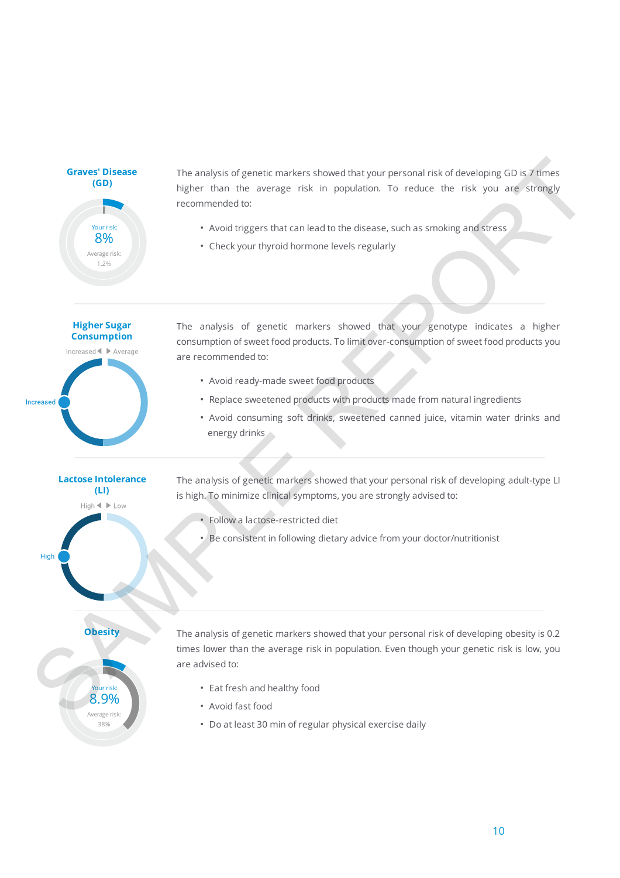## Graves' Disease (GD)

Your risk: 8%

Average risk: 1.2%

The analysis of genetic markers showed that your personal risk of developing GD is 7 times higher than the average risk in population. To reduce the risk you are strongly recommended to:

- Avoid triggers that can lead to the disease, such as smoking and stress
- Check your thyroid hormone levels regularly

## Higher Sugar Consumption

Increased ◀ ▶ Average

Increased

The analysis of genetic markers showed that your genotype indicates a higher consumption of sweet food products. To limit over-consumption of sweet food products you are recommended to:

- Avoid ready-made sweet food products
- Replace sweetened products with products made from natural ingredients
- Avoid consuming soft drinks, sweetened canned juice, vitamin water drinks and energy drinks

## Lactose Intolerance (LI)

High ◀ ▶ Low

High

The analysis of genetic markers showed that your personal risk of developing adult-type LI is high. To minimize clinical symptoms, you are strongly advised to:

- Follow a lactose-restricted diet
- Be consistent in following dietary advice from your doctor/nutritionist

## Obesity

Your risk: 8.9%

Average risk: 38%

The analysis of genetic markers showed that your personal risk of developing obesity is 0.2 times lower than the average risk in population. Even though your genetic risk is low, you are advised to:

- Eat fresh and healthy food
- Avoid fast food
- Do at least 30 min of regular physical exercise daily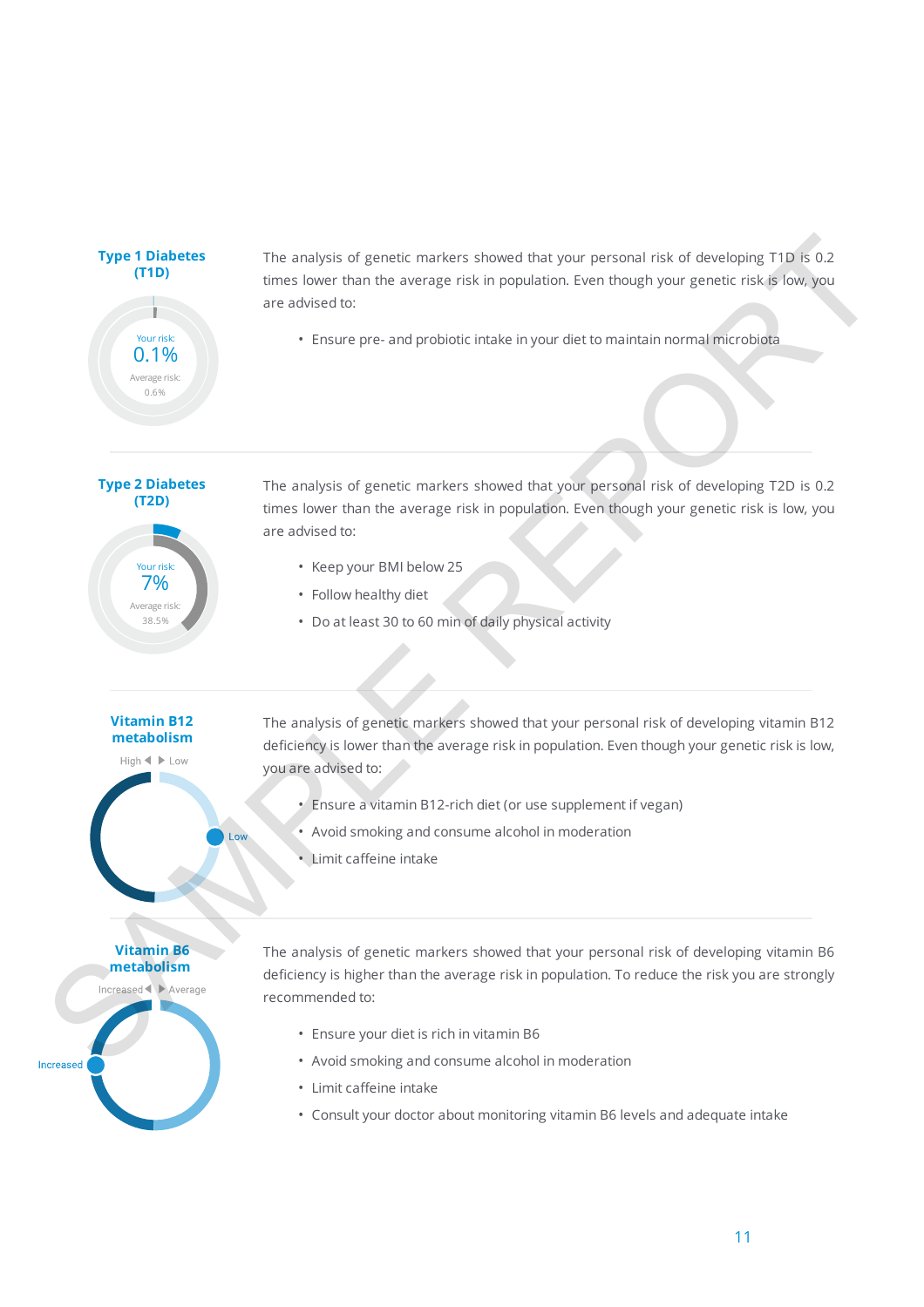## Type 1 Diabetes (T1D)

Your risk: 0.1%

Average risk: 0.6%

The analysis of genetic markers showed that your personal risk of developing T1D is 0.2 times lower than the average risk in population. Even though your genetic risk is low, you are advised to:

- Ensure pre- and probiotic intake in your diet to maintain normal microbiota

## Type 2 Diabetes (T2D)

Your risk: 7%

Average risk: 38.5%

The analysis of genetic markers showed that your personal risk of developing T2D is 0.2 times lower than the average risk in population. Even though your genetic risk is low, you are advised to:

- Keep your BMI below 25
- Follow healthy diet
- Do at least 30 to 60 min of daily physical activity

## Vitamin B12 metabolism

High ◀ ▶ Low

Low

The analysis of genetic markers showed that your personal risk of developing vitamin B12 deficiency is lower than the average risk in population. Even though your genetic risk is low, you are advised to:

- Ensure a vitamin B12-rich diet (or use supplement if vegan)
- Avoid smoking and consume alcohol in moderation
- Limit caffeine intake

## Vitamin B6 metabolism

Increased ◀ ▶ Average

Increased

The analysis of genetic markers showed that your personal risk of developing vitamin B6 deficiency is higher than the average risk in population. To reduce the risk you are strongly recommended to:

- Ensure your diet is rich in vitamin B6
- Avoid smoking and consume alcohol in moderation
- Limit caffeine intake
- Consult your doctor about monitoring vitamin B6 levels and adequate intake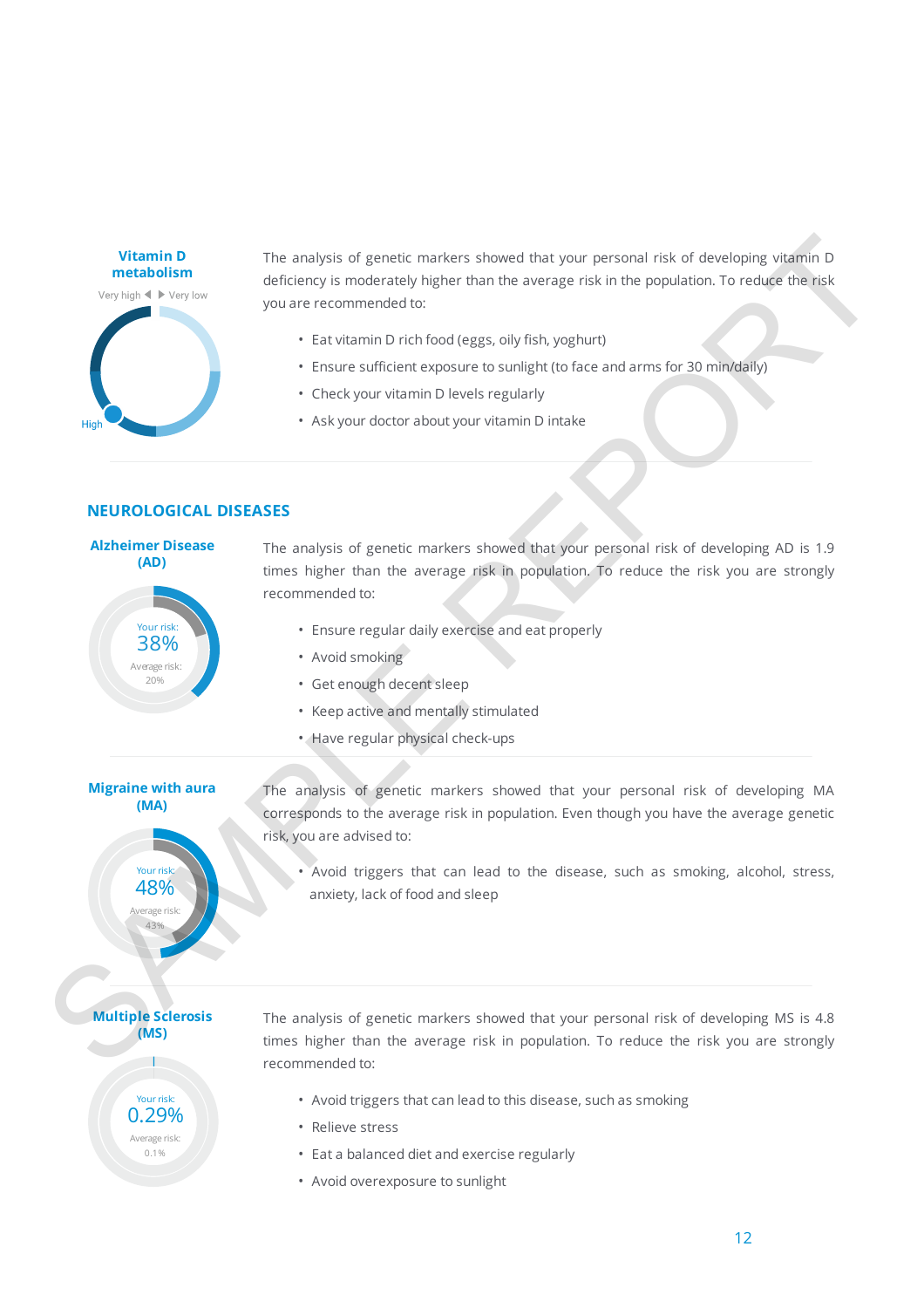**Vitamin D metabolism**

Very high ◀ ▶ Very low

High

The analysis of genetic markers showed that your personal risk of developing vitamin D deficiency is moderately higher than the average risk in the population. To reduce the risk you are recommended to:

- Eat vitamin D rich food (eggs, oily fish, yoghurt)
- Ensure sufficient exposure to sunlight (to face and arms for 30 min/daily)
- Check your vitamin D levels regularly
- Ask your doctor about your vitamin D intake

## NEUROLOGICAL DISEASES

**Alzheimer Disease (AD)**

Your risk: 38%

Average risk: 20%

The analysis of genetic markers showed that your personal risk of developing AD is 1.9 times higher than the average risk in population. To reduce the risk you are strongly recommended to:

- Ensure regular daily exercise and eat properly
- Avoid smoking
- Get enough decent sleep
- Keep active and mentally stimulated
- Have regular physical check-ups

**Migraine with aura (MA)**

Your risk: 48%

Average risk: 43%

The analysis of genetic markers showed that your personal risk of developing MA corresponds to the average risk in population. Even though you have the average genetic risk, you are advised to:

- Avoid triggers that can lead to the disease, such as smoking, alcohol, stress, anxiety, lack of food and sleep

**Multiple Sclerosis (MS)**

Your risk: 0.29%

Average risk: 0.1%

The analysis of genetic markers showed that your personal risk of developing MS is 4.8 times higher than the average risk in population. To reduce the risk you are strongly recommended to:

- Avoid triggers that can lead to this disease, such as smoking
- Relieve stress
- Eat a balanced diet and exercise regularly
- Avoid overexposure to sunlight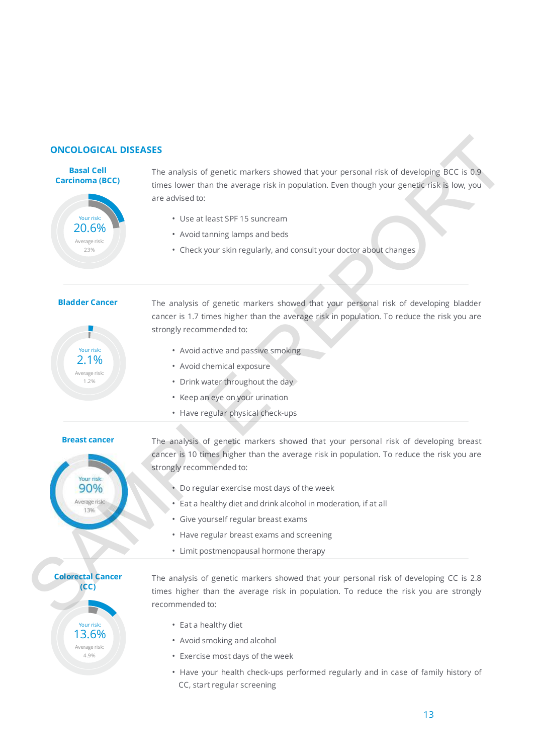## ONCOLOGICAL DISEASES

### Basal Cell Carcinoma (BCC)

Your risk: 20.6%

Average risk: 23%

The analysis of genetic markers showed that your personal risk of developing BCC is 0.9 times lower than the average risk in population. Even though your genetic risk is low, you are advised to:

- Use at least SPF 15 suncream
- Avoid tanning lamps and beds
- Check your skin regularly, and consult your doctor about changes

### Bladder Cancer

Your risk: 2.1%

Average risk: 1.2%

The analysis of genetic markers showed that your personal risk of developing bladder cancer is 1.7 times higher than the average risk in population. To reduce the risk you are strongly recommended to:

- Avoid active and passive smoking
- Avoid chemical exposure
- Drink water throughout the day
- Keep an eye on your urination
- Have regular physical check-ups

### Breast cancer

Your risk: 90%

Average risk: 13%

The analysis of genetic markers showed that your personal risk of developing breast cancer is 10 times higher than the average risk in population. To reduce the risk you are strongly recommended to:

- Do regular exercise most days of the week
- Eat a healthy diet and drink alcohol in moderation, if at all
- Give yourself regular breast exams
- Have regular breast exams and screening
- Limit postmenopausal hormone therapy

### Colorectal Cancer (CC)

Your risk: 13.6%

Average risk: 4.9%

The analysis of genetic markers showed that your personal risk of developing CC is 2.8 times higher than the average risk in population. To reduce the risk you are strongly recommended to:

- Eat a healthy diet
- Avoid smoking and alcohol
- Exercise most days of the week
- Have your health check-ups performed regularly and in case of family history of CC, start regular screening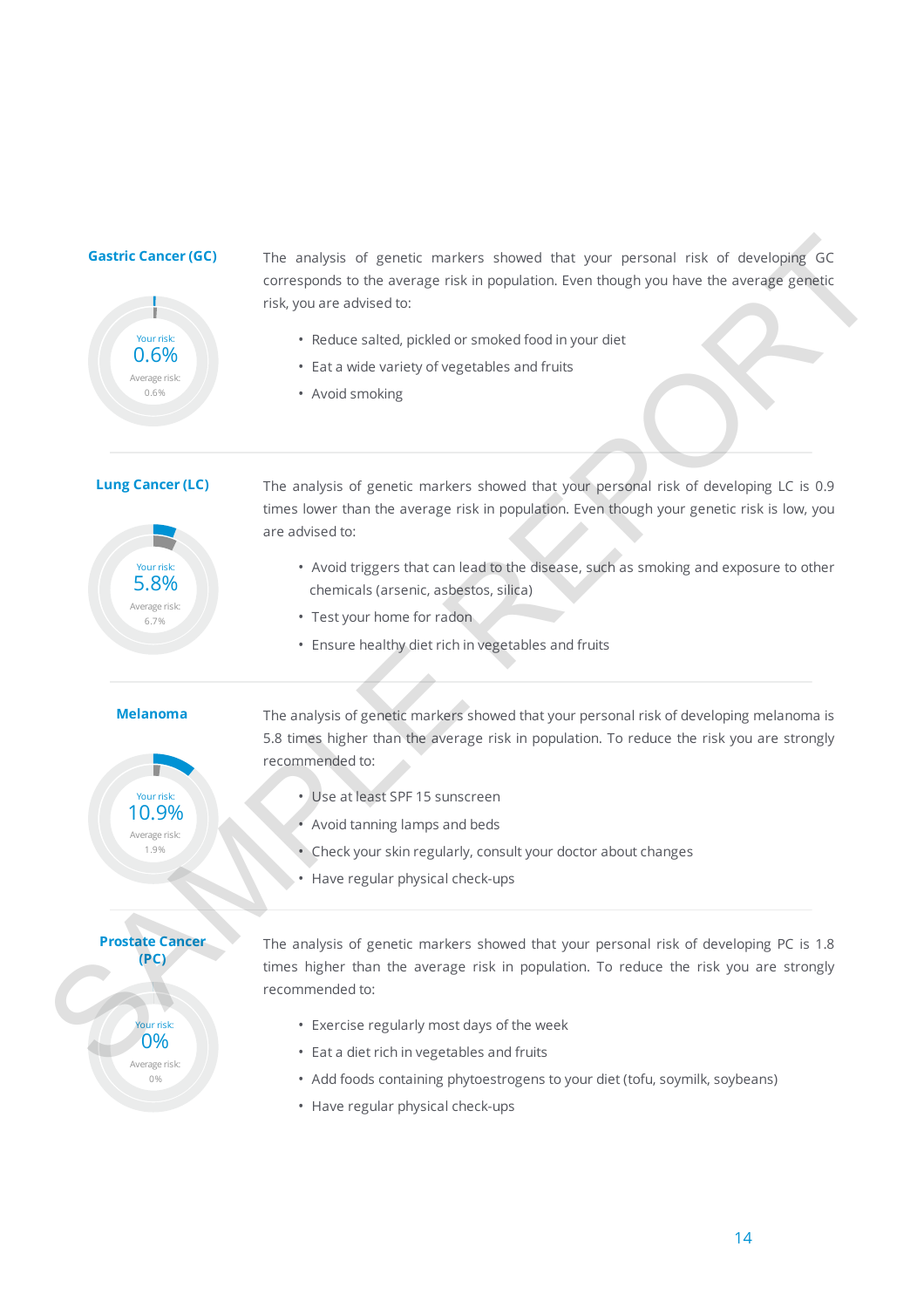## Gastric Cancer (GC)

Your risk: 0.6%

Average risk: 0.6%

The analysis of genetic markers showed that your personal risk of developing GC corresponds to the average risk in population. Even though you have the average genetic risk, you are advised to:

- Reduce salted, pickled or smoked food in your diet
- Eat a wide variety of vegetables and fruits
- Avoid smoking

---

## Lung Cancer (LC)

Your risk: 5.8%

Average risk: 6.7%

The analysis of genetic markers showed that your personal risk of developing LC is 0.9 times lower than the average risk in population. Even though your genetic risk is low, you are advised to:

- Avoid triggers that can lead to the disease, such as smoking and exposure to other chemicals (arsenic, asbestos, silica)
- Test your home for radon
- Ensure healthy diet rich in vegetables and fruits

---

## Melanoma

Your risk: 10.9%

Average risk: 1.9%

The analysis of genetic markers showed that your personal risk of developing melanoma is 5.8 times higher than the average risk in population. To reduce the risk you are strongly recommended to:

- Use at least SPF 15 sunscreen
- Avoid tanning lamps and beds
- Check your skin regularly, consult your doctor about changes
- Have regular physical check-ups

---

## Prostate Cancer (PC)

Your risk: 0%

Average risk: 0%

The analysis of genetic markers showed that your personal risk of developing PC is 1.8 times higher than the average risk in population. To reduce the risk you are strongly recommended to:

- Exercise regularly most days of the week
- Eat a diet rich in vegetables and fruits
- Add foods containing phytoestrogens to your diet (tofu, soymilk, soybeans)
- Have regular physical check-ups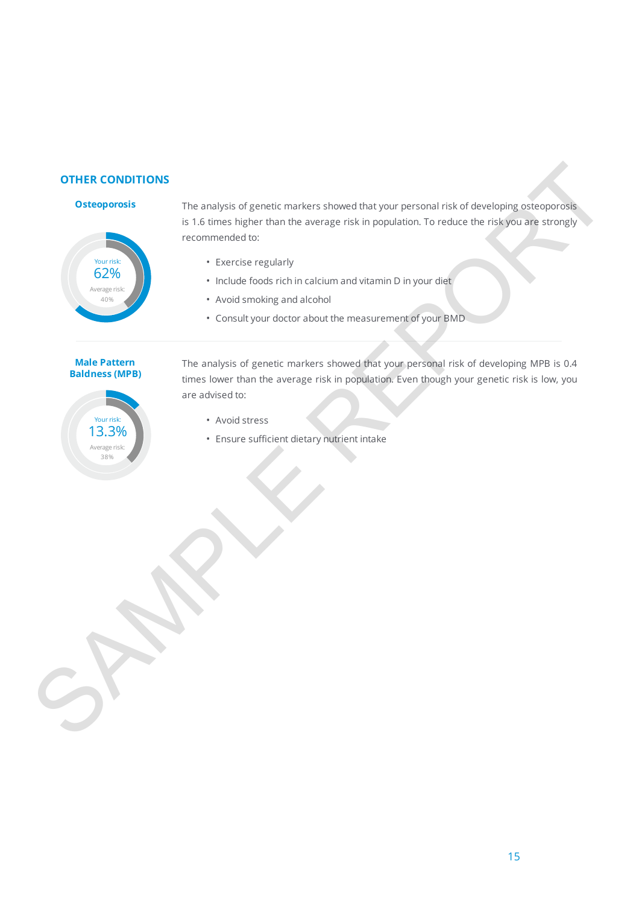## OTHER CONDITIONS

### Osteoporosis

Your risk:
62%
Average risk:
40%

The analysis of genetic markers showed that your personal risk of developing osteoporosis is 1.6 times higher than the average risk in population. To reduce the risk you are strongly recommended to:

- Exercise regularly
- Include foods rich in calcium and vitamin D in your diet
- Avoid smoking and alcohol
- Consult your doctor about the measurement of your BMD

### Male Pattern Baldness (MPB)

Your risk:
13.3%
Average risk:
38%

The analysis of genetic markers showed that your personal risk of developing MPB is 0.4 times lower than the average risk in population. Even though your genetic risk is low, you are advised to:

- Avoid stress
- Ensure sufficient dietary nutrient intake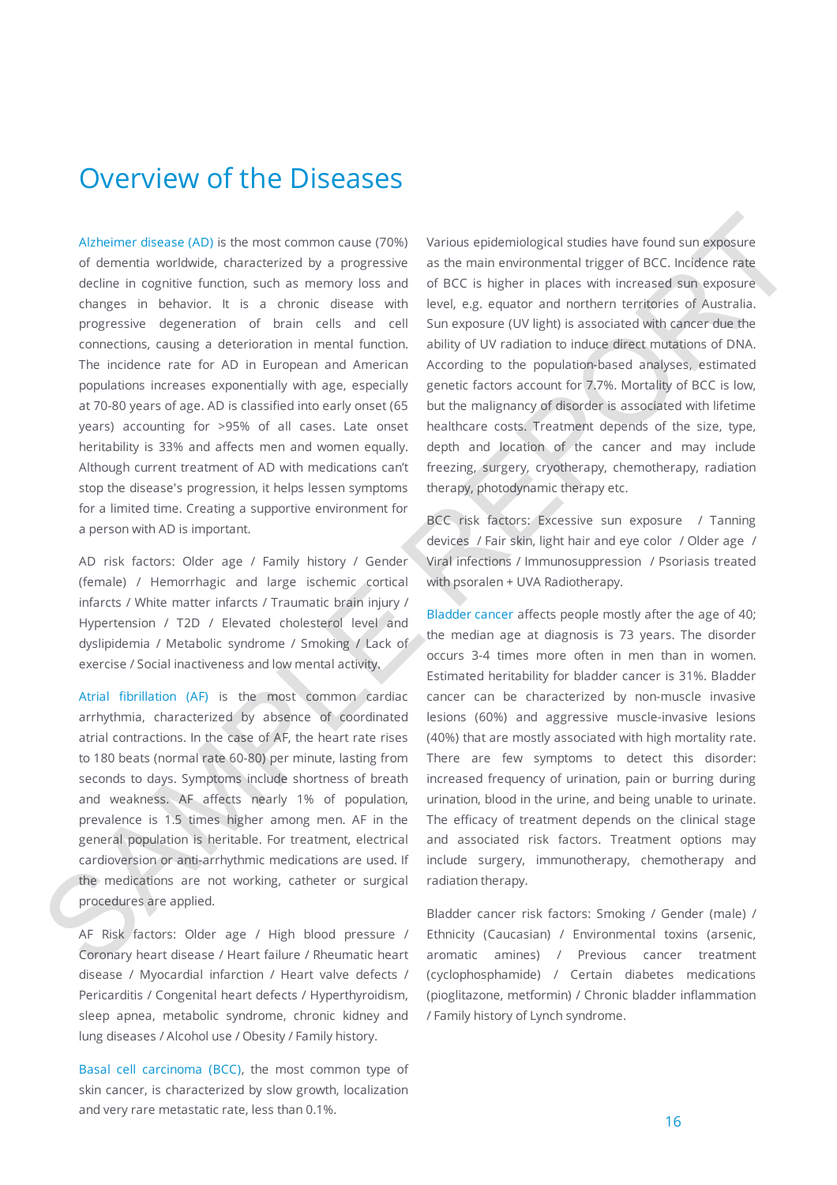# Overview of the Diseases

Alzheimer disease (AD) is the most common cause (70%) of dementia worldwide, characterized by a progressive decline in cognitive function, such as memory loss and changes in behavior. It is a chronic disease with progressive degeneration of brain cells and cell connections, causing a deterioration in mental function. The incidence rate for AD in European and American populations increases exponentially with age, especially at 70-80 years of age. AD is classified into early onset (65 years) accounting for >95% of all cases. Late onset heritability is 33% and affects men and women equally. Although current treatment of AD with medications can't stop the disease's progression, it helps lessen symptoms for a limited time. Creating a supportive environment for a person with AD is important.

AD risk factors: Older age / Family history / Gender (female) / Hemorrhagic and large ischemic cortical infarcts / White matter infarcts / Traumatic brain injury / Hypertension / T2D / Elevated cholesterol level and dyslipidemia / Metabolic syndrome / Smoking / Lack of exercise / Social inactiveness and low mental activity.

Atrial fibrillation (AF) is the most common cardiac arrhythmia, characterized by absence of coordinated atrial contractions. In the case of AF, the heart rate rises to 180 beats (normal rate 60-80) per minute, lasting from seconds to days. Symptoms include shortness of breath and weakness. AF affects nearly 1% of population, prevalence is 1.5 times higher among men. AF in the general population is heritable. For treatment, electrical cardioversion or anti-arrhythmic medications are used. If the medications are not working, catheter or surgical procedures are applied.

AF Risk factors: Older age / High blood pressure / Coronary heart disease / Heart failure / Rheumatic heart disease / Myocardial infarction / Heart valve defects / Pericarditis / Congenital heart defects / Hyperthyroidism, sleep apnea, metabolic syndrome, chronic kidney and lung diseases / Alcohol use / Obesity / Family history.

Basal cell carcinoma (BCC), the most common type of skin cancer, is characterized by slow growth, localization and very rare metastatic rate, less than 0.1%. Various epidemiological studies have found sun exposure as the main environmental trigger of BCC. Incidence rate of BCC is higher in places with increased sun exposure level, e.g. equator and northern territories of Australia. Sun exposure (UV light) is associated with cancer due the ability of UV radiation to induce direct mutations of DNA. According to the population-based analyses, estimated genetic factors account for 7.7%. Mortality of BCC is low, but the malignancy of disorder is associated with lifetime healthcare costs. Treatment depends of the size, type, depth and location of the cancer and may include freezing, surgery, cryotherapy, chemotherapy, radiation therapy, photodynamic therapy etc.

BCC risk factors: Excessive sun exposure / Tanning devices / Fair skin, light hair and eye color / Older age / Viral infections / Immunosuppression / Psoriasis treated with psoralen + UVA Radiotherapy.

Bladder cancer affects people mostly after the age of 40; the median age at diagnosis is 73 years. The disorder occurs 3-4 times more often in men than in women. Estimated heritability for bladder cancer is 31%. Bladder cancer can be characterized by non-muscle invasive lesions (60%) and aggressive muscle-invasive lesions (40%) that are mostly associated with high mortality rate. There are few symptoms to detect this disorder: increased frequency of urination, pain or burring during urination, blood in the urine, and being unable to urinate. The efficacy of treatment depends on the clinical stage and associated risk factors. Treatment options may include surgery, immunotherapy, chemotherapy and radiation therapy.

Bladder cancer risk factors: Smoking / Gender (male) / Ethnicity (Caucasian) / Environmental toxins (arsenic, aromatic amines) / Previous cancer treatment (cyclophosphamide) / Certain diabetes medications (pioglitazone, metformin) / Chronic bladder inflammation / Family history of Lynch syndrome.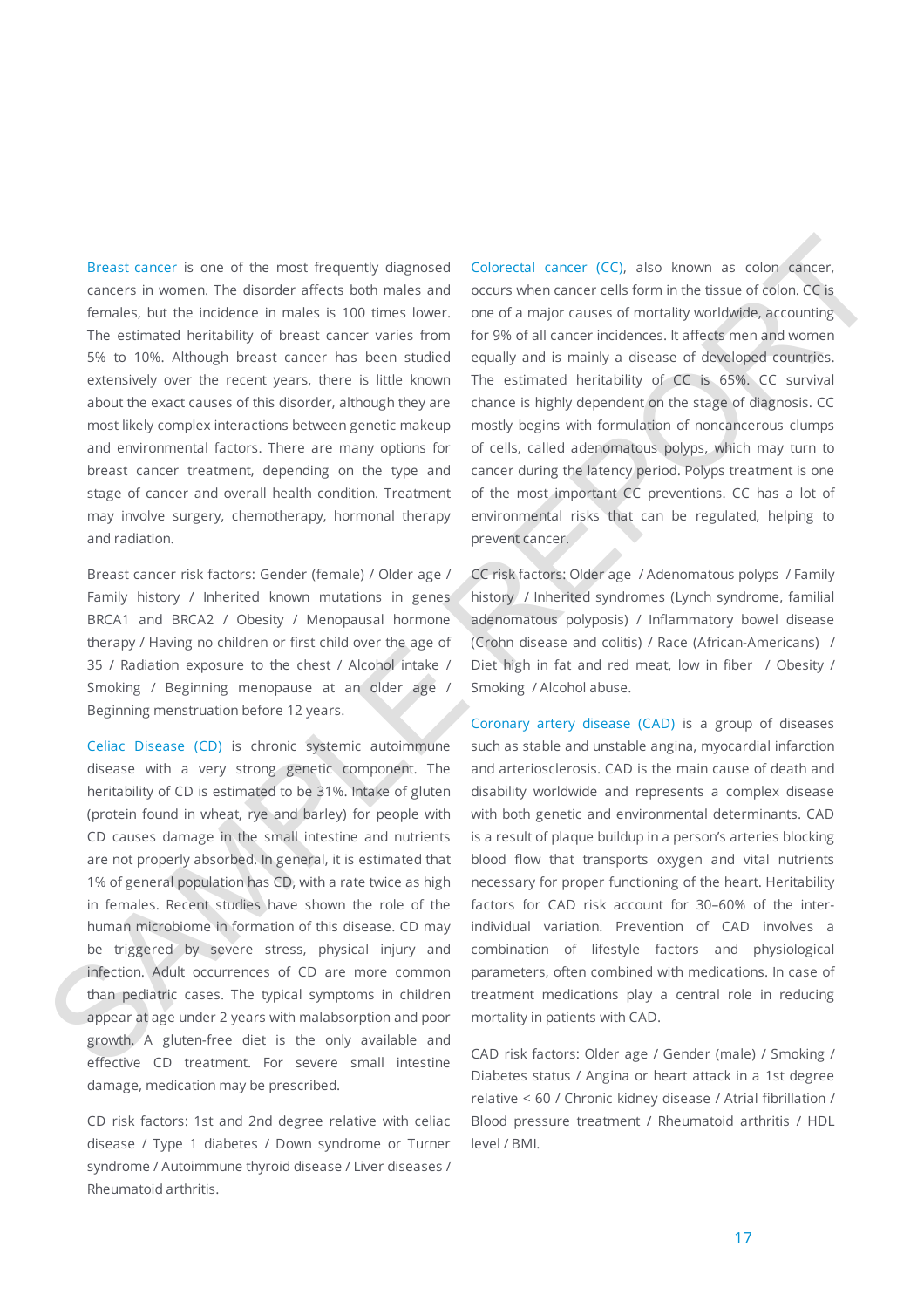Breast cancer is one of the most frequently diagnosed cancers in women. The disorder affects both males and females, but the incidence in males is 100 times lower. The estimated heritability of breast cancer varies from 5% to 10%. Although breast cancer has been studied extensively over the recent years, there is little known about the exact causes of this disorder, although they are most likely complex interactions between genetic makeup and environmental factors. There are many options for breast cancer treatment, depending on the type and stage of cancer and overall health condition. Treatment may involve surgery, chemotherapy, hormonal therapy and radiation.

Breast cancer risk factors: Gender (female) / Older age / Family history / Inherited known mutations in genes BRCA1 and BRCA2 / Obesity / Menopausal hormone therapy / Having no children or first child over the age of 35 / Radiation exposure to the chest / Alcohol intake / Smoking / Beginning menopause at an older age / Beginning menstruation before 12 years.

Celiac Disease (CD) is chronic systemic autoimmune disease with a very strong genetic component. The heritability of CD is estimated to be 31%. Intake of gluten (protein found in wheat, rye and barley) for people with CD causes damage in the small intestine and nutrients are not properly absorbed. In general, it is estimated that 1% of general population has CD, with a rate twice as high in females. Recent studies have shown the role of the human microbiome in formation of this disease. CD may be triggered by severe stress, physical injury and infection. Adult occurrences of CD are more common than pediatric cases. The typical symptoms in children appear at age under 2 years with malabsorption and poor growth. A gluten-free diet is the only available and effective CD treatment. For severe small intestine damage, medication may be prescribed.

CD risk factors: 1st and 2nd degree relative with celiac disease / Type 1 diabetes / Down syndrome or Turner syndrome / Autoimmune thyroid disease / Liver diseases / Rheumatoid arthritis.

Colorectal cancer (CC), also known as colon cancer, occurs when cancer cells form in the tissue of colon. CC is one of a major causes of mortality worldwide, accounting for 9% of all cancer incidences. It affects men and women equally and is mainly a disease of developed countries. The estimated heritability of CC is 65%. CC survival chance is highly dependent on the stage of diagnosis. CC mostly begins with formulation of noncancerous clumps of cells, called adenomatous polyps, which may turn to cancer during the latency period. Polyps treatment is one of the most important CC preventions. CC has a lot of environmental risks that can be regulated, helping to prevent cancer.

CC risk factors: Older age / Adenomatous polyps / Family history / Inherited syndromes (Lynch syndrome, familial adenomatous polyposis) / Inflammatory bowel disease (Crohn disease and colitis) / Race (African-Americans) / Diet high in fat and red meat, low in fiber / Obesity / Smoking / Alcohol abuse.

Coronary artery disease (CAD) is a group of diseases such as stable and unstable angina, myocardial infarction and arteriosclerosis. CAD is the main cause of death and disability worldwide and represents a complex disease with both genetic and environmental determinants. CAD is a result of plaque buildup in a person's arteries blocking blood flow that transports oxygen and vital nutrients necessary for proper functioning of the heart. Heritability factors for CAD risk account for 30–60% of the inter-individual variation. Prevention of CAD involves a combination of lifestyle factors and physiological parameters, often combined with medications. In case of treatment medications play a central role in reducing mortality in patients with CAD.

CAD risk factors: Older age / Gender (male) / Smoking / Diabetes status / Angina or heart attack in a 1st degree relative < 60 / Chronic kidney disease / Atrial fibrillation / Blood pressure treatment / Rheumatoid arthritis / HDL level / BMI.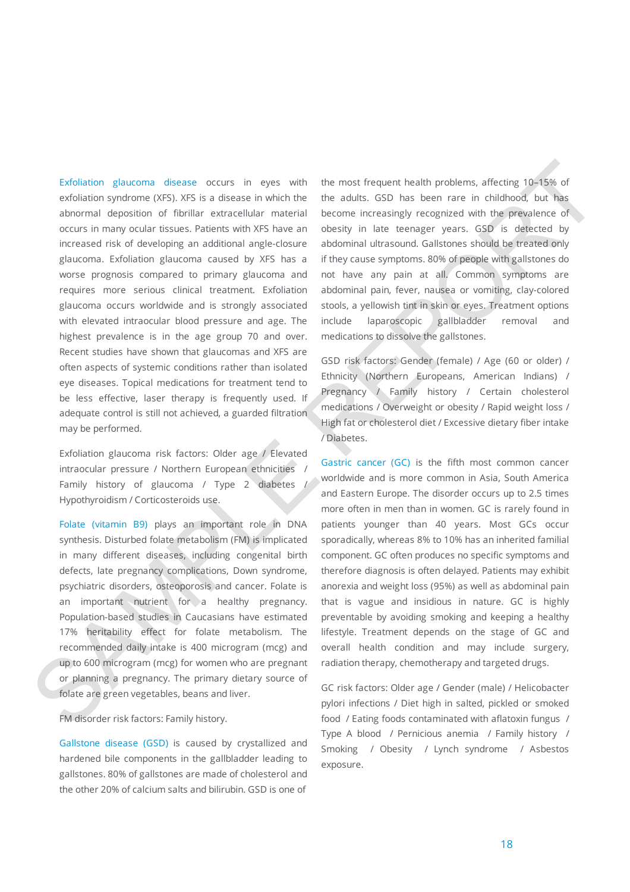Exfoliation glaucoma disease occurs in eyes with exfoliation syndrome (XFS). XFS is a disease in which the abnormal deposition of fibrillar extracellular material occurs in many ocular tissues. Patients with XFS have an increased risk of developing an additional angle-closure glaucoma. Exfoliation glaucoma caused by XFS has a worse prognosis compared to primary glaucoma and requires more serious clinical treatment. Exfoliation glaucoma occurs worldwide and is strongly associated with elevated intraocular blood pressure and age. The highest prevalence is in the age group 70 and over. Recent studies have shown that glaucomas and XFS are often aspects of systemic conditions rather than isolated eye diseases. Topical medications for treatment tend to be less effective, laser therapy is frequently used. If adequate control is still not achieved, a guarded filtration may be performed.

Exfoliation glaucoma risk factors: Older age / Elevated intraocular pressure / Northern European ethnicities / Family history of glaucoma / Type 2 diabetes / Hypothyroidism / Corticosteroids use.

Folate (vitamin B9) plays an important role in DNA synthesis. Disturbed folate metabolism (FM) is implicated in many different diseases, including congenital birth defects, late pregnancy complications, Down syndrome, psychiatric disorders, osteoporosis and cancer. Folate is an important nutrient for a healthy pregnancy. Population-based studies in Caucasians have estimated 17% heritability effect for folate metabolism. The recommended daily intake is 400 microgram (mcg) and up to 600 microgram (mcg) for women who are pregnant or planning a pregnancy. The primary dietary source of folate are green vegetables, beans and liver.

FM disorder risk factors: Family history.

Gallstone disease (GSD) is caused by crystallized and hardened bile components in the gallbladder leading to gallstones. 80% of gallstones are made of cholesterol and the other 20% of calcium salts and bilirubin. GSD is one of the most frequent health problems, affecting 10–15% of the adults. GSD has been rare in childhood, but has become increasingly recognized with the prevalence of obesity in late teenager years. GSD is detected by abdominal ultrasound. Gallstones should be treated only if they cause symptoms. 80% of people with gallstones do not have any pain at all. Common symptoms are abdominal pain, fever, nausea or vomiting, clay-colored stools, a yellowish tint in skin or eyes. Treatment options include laparoscopic gallbladder removal and medications to dissolve the gallstones.

GSD risk factors: Gender (female) / Age (60 or older) / Ethnicity (Northern Europeans, American Indians) / Pregnancy / Family history / Certain cholesterol medications / Overweight or obesity / Rapid weight loss / High fat or cholesterol diet / Excessive dietary fiber intake / Diabetes.

Gastric cancer (GC) is the fifth most common cancer worldwide and is more common in Asia, South America and Eastern Europe. The disorder occurs up to 2.5 times more often in men than in women. GC is rarely found in patients younger than 40 years. Most GCs occur sporadically, whereas 8% to 10% has an inherited familial component. GC often produces no specific symptoms and therefore diagnosis is often delayed. Patients may exhibit anorexia and weight loss (95%) as well as abdominal pain that is vague and insidious in nature. GC is highly preventable by avoiding smoking and keeping a healthy lifestyle. Treatment depends on the stage of GC and overall health condition and may include surgery, radiation therapy, chemotherapy and targeted drugs.

GC risk factors: Older age / Gender (male) / Helicobacter pylori infections / Diet high in salted, pickled or smoked food / Eating foods contaminated with aflatoxin fungus / Type A blood / Pernicious anemia / Family history / Smoking / Obesity / Lynch syndrome / Asbestos exposure.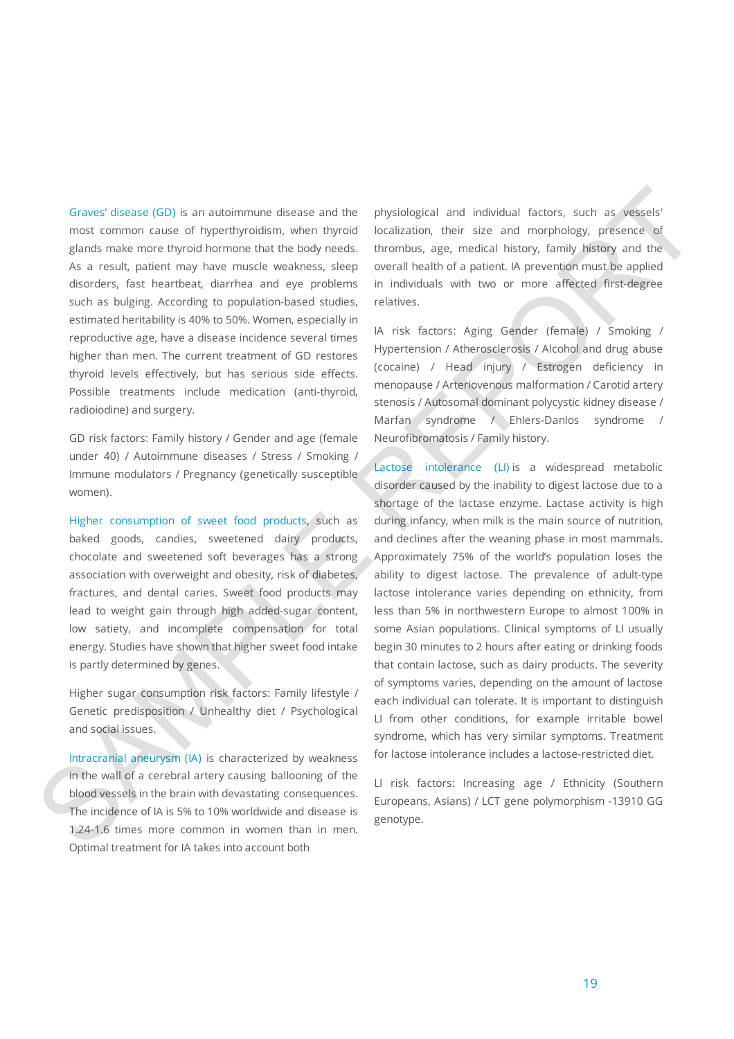Graves' disease (GD) is an autoimmune disease and the most common cause of hyperthyroidism, when thyroid glands make more thyroid hormone that the body needs. As a result, patient may have muscle weakness, sleep disorders, fast heartbeat, diarrhea and eye problems such as bulging. According to population-based studies, estimated heritability is 40% to 50%. Women, especially in reproductive age, have a disease incidence several times higher than men. The current treatment of GD restores thyroid levels effectively, but has serious side effects. Possible treatments include medication (anti-thyroid, radioiodine) and surgery.

GD risk factors: Family history / Gender and age (female under 40) / Autoimmune diseases / Stress / Smoking / Immune modulators / Pregnancy (genetically susceptible women).

Higher consumption of sweet food products, such as baked goods, candies, sweetened dairy products, chocolate and sweetened soft beverages has a strong association with overweight and obesity, risk of diabetes, fractures, and dental caries. Sweet food products may lead to weight gain through high added-sugar content, low satiety, and incomplete compensation for total energy. Studies have shown that higher sweet food intake is partly determined by genes.

Higher sugar consumption risk factors: Family lifestyle / Genetic predisposition / Unhealthy diet / Psychological and social issues.

Intracranial aneurysm (IA) is characterized by weakness in the wall of a cerebral artery causing ballooning of the blood vessels in the brain with devastating consequences. The incidence of IA is 5% to 10% worldwide and disease is 1.24-1.6 times more common in women than in men. Optimal treatment for IA takes into account both physiological and individual factors, such as vessels' localization, their size and morphology, presence of thrombus, age, medical history, family history and the overall health of a patient. IA prevention must be applied in individuals with two or more affected first-degree relatives.

IA risk factors: Aging Gender (female) / Smoking / Hypertension / Atherosclerosis / Alcohol and drug abuse (cocaine) / Head injury / Estrogen deficiency in menopause / Arteriovenous malformation / Carotid artery stenosis / Autosomal dominant polycystic kidney disease / Marfan syndrome / Ehlers-Danlos syndrome / Neurofibromatosis / Family history.

Lactose intolerance (LI) is a widespread metabolic disorder caused by the inability to digest lactose due to a shortage of the lactase enzyme. Lactase activity is high during infancy, when milk is the main source of nutrition, and declines after the weaning phase in most mammals. Approximately 75% of the world's population loses the ability to digest lactose. The prevalence of adult-type lactose intolerance varies depending on ethnicity, from less than 5% in northwestern Europe to almost 100% in some Asian populations. Clinical symptoms of LI usually begin 30 minutes to 2 hours after eating or drinking foods that contain lactose, such as dairy products. The severity of symptoms varies, depending on the amount of lactose each individual can tolerate. It is important to distinguish LI from other conditions, for example irritable bowel syndrome, which has very similar symptoms. Treatment for lactose intolerance includes a lactose-restricted diet.

LI risk factors: Increasing age / Ethnicity (Southern Europeans, Asians) / LCT gene polymorphism -13910 GG genotype.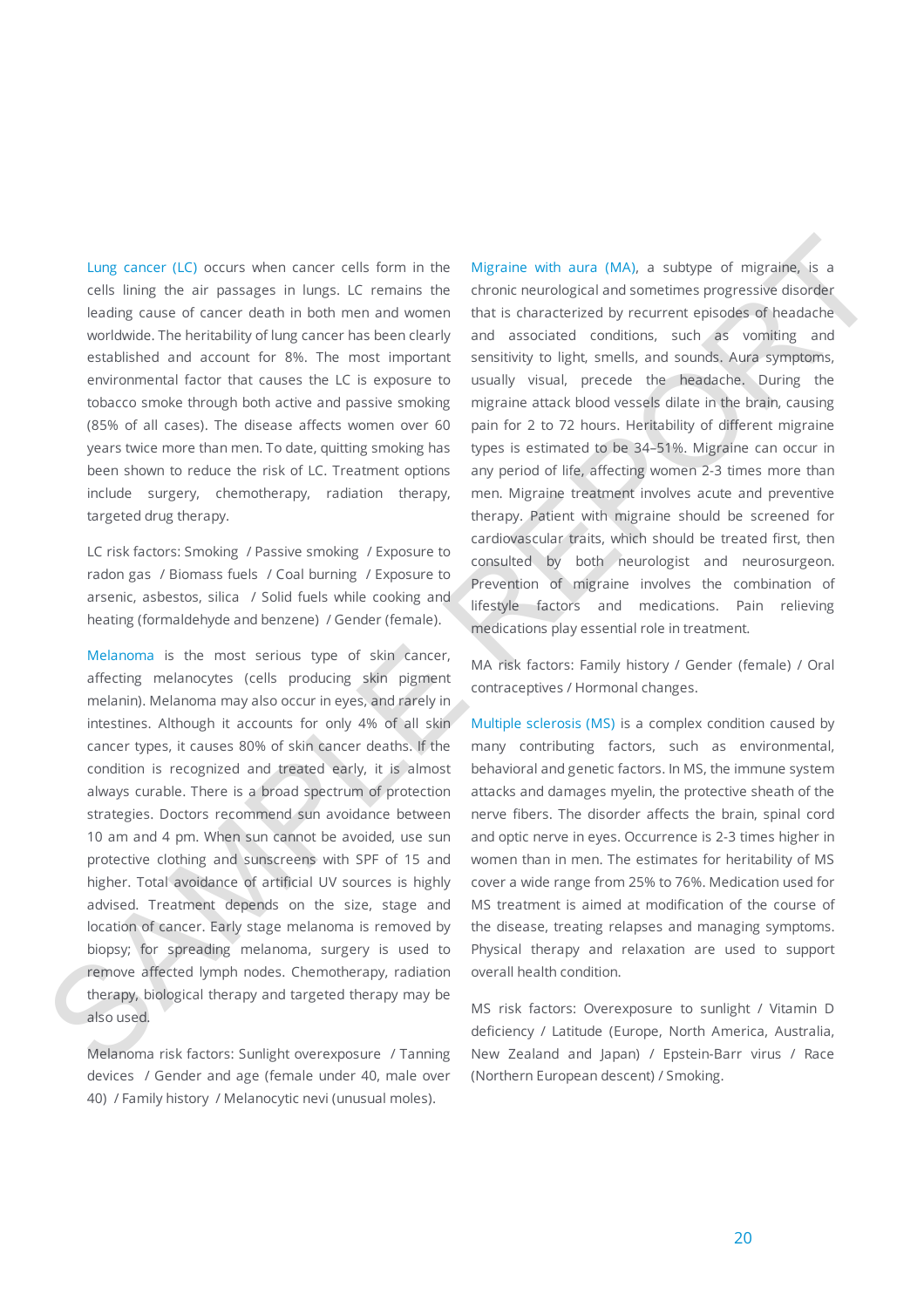Lung cancer (LC) occurs when cancer cells form in the cells lining the air passages in lungs. LC remains the leading cause of cancer death in both men and women worldwide. The heritability of lung cancer has been clearly established and account for 8%. The most important environmental factor that causes the LC is exposure to tobacco smoke through both active and passive smoking (85% of all cases). The disease affects women over 60 years twice more than men. To date, quitting smoking has been shown to reduce the risk of LC. Treatment options include surgery, chemotherapy, radiation therapy, targeted drug therapy.

LC risk factors: Smoking / Passive smoking / Exposure to radon gas / Biomass fuels / Coal burning / Exposure to arsenic, asbestos, silica / Solid fuels while cooking and heating (formaldehyde and benzene) / Gender (female).

Melanoma is the most serious type of skin cancer, affecting melanocytes (cells producing skin pigment melanin). Melanoma may also occur in eyes, and rarely in intestines. Although it accounts for only 4% of all skin cancer types, it causes 80% of skin cancer deaths. If the condition is recognized and treated early, it is almost always curable. There is a broad spectrum of protection strategies. Doctors recommend sun avoidance between 10 am and 4 pm. When sun cannot be avoided, use sun protective clothing and sunscreens with SPF of 15 and higher. Total avoidance of artificial UV sources is highly advised. Treatment depends on the size, stage and location of cancer. Early stage melanoma is removed by biopsy; for spreading melanoma, surgery is used to remove affected lymph nodes. Chemotherapy, radiation therapy, biological therapy and targeted therapy may be also used.

Melanoma risk factors: Sunlight overexposure / Tanning devices / Gender and age (female under 40, male over 40) / Family history / Melanocytic nevi (unusual moles).

Migraine with aura (MA), a subtype of migraine, is a chronic neurological and sometimes progressive disorder that is characterized by recurrent episodes of headache and associated conditions, such as vomiting and sensitivity to light, smells, and sounds. Aura symptoms, usually visual, precede the headache. During the migraine attack blood vessels dilate in the brain, causing pain for 2 to 72 hours. Heritability of different migraine types is estimated to be 34–51%. Migraine can occur in any period of life, affecting women 2-3 times more than men. Migraine treatment involves acute and preventive therapy. Patient with migraine should be screened for cardiovascular traits, which should be treated first, then consulted by both neurologist and neurosurgeon. Prevention of migraine involves the combination of lifestyle factors and medications. Pain relieving medications play essential role in treatment.

MA risk factors: Family history / Gender (female) / Oral contraceptives / Hormonal changes.

Multiple sclerosis (MS) is a complex condition caused by many contributing factors, such as environmental, behavioral and genetic factors. In MS, the immune system attacks and damages myelin, the protective sheath of the nerve fibers. The disorder affects the brain, spinal cord and optic nerve in eyes. Occurrence is 2-3 times higher in women than in men. The estimates for heritability of MS cover a wide range from 25% to 76%. Medication used for MS treatment is aimed at modification of the course of the disease, treating relapses and managing symptoms. Physical therapy and relaxation are used to support overall health condition.

MS risk factors: Overexposure to sunlight / Vitamin D deficiency / Latitude (Europe, North America, Australia, New Zealand and Japan) / Epstein-Barr virus / Race (Northern European descent) / Smoking.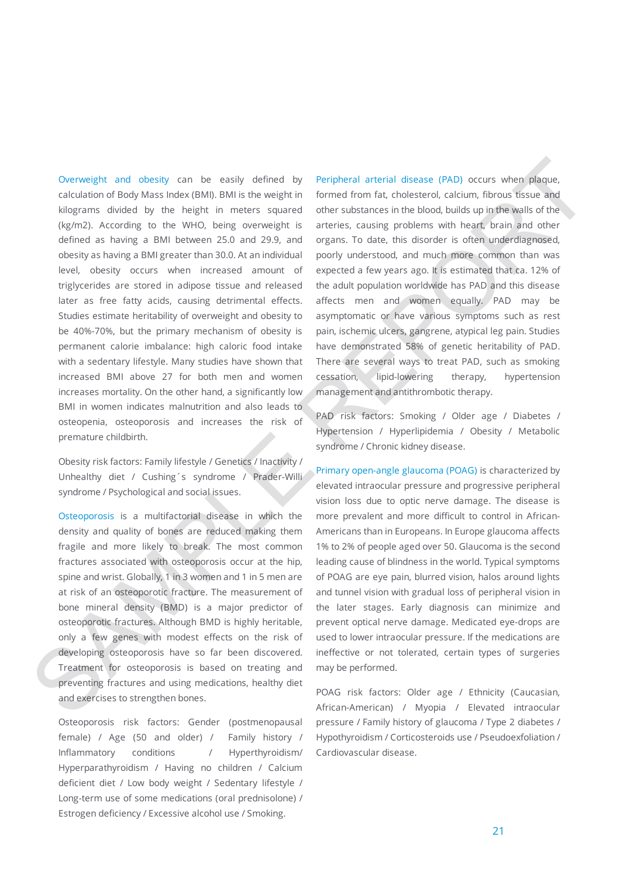Overweight and obesity can be easily defined by calculation of Body Mass Index (BMI). BMI is the weight in kilograms divided by the height in meters squared (kg/m2). According to the WHO, being overweight is defined as having a BMI between 25.0 and 29.9, and obesity as having a BMI greater than 30.0. At an individual level, obesity occurs when increased amount of triglycerides are stored in adipose tissue and released later as free fatty acids, causing detrimental effects. Studies estimate heritability of overweight and obesity to be 40%-70%, but the primary mechanism of obesity is permanent calorie imbalance: high caloric food intake with a sedentary lifestyle. Many studies have shown that increased BMI above 27 for both men and women increases mortality. On the other hand, a significantly low BMI in women indicates malnutrition and also leads to osteopenia, osteoporosis and increases the risk of premature childbirth.

Obesity risk factors: Family lifestyle / Genetics / Inactivity / Unhealthy diet / Cushing´s syndrome / Prader-Willi syndrome / Psychological and social issues.

Osteoporosis is a multifactorial disease in which the density and quality of bones are reduced making them fragile and more likely to break. The most common fractures associated with osteoporosis occur at the hip, spine and wrist. Globally, 1 in 3 women and 1 in 5 men are at risk of an osteoporotic fracture. The measurement of bone mineral density (BMD) is a major predictor of osteoporotic fractures. Although BMD is highly heritable, only a few genes with modest effects on the risk of developing osteoporosis have so far been discovered. Treatment for osteoporosis is based on treating and preventing fractures and using medications, healthy diet and exercises to strengthen bones.

Osteoporosis risk factors: Gender (postmenopausal female) / Age (50 and older) / Family history / Inflammatory conditions / Hyperthyroidism/ Hyperparathyroidism / Having no children / Calcium deficient diet / Low body weight / Sedentary lifestyle / Long-term use of some medications (oral prednisolone) / Estrogen deficiency / Excessive alcohol use / Smoking.

Peripheral arterial disease (PAD) occurs when plaque, formed from fat, cholesterol, calcium, fibrous tissue and other substances in the blood, builds up in the walls of the arteries, causing problems with heart, brain and other organs. To date, this disorder is often underdiagnosed, poorly understood, and much more common than was expected a few years ago. It is estimated that ca. 12% of the adult population worldwide has PAD and this disease affects men and women equally. PAD may be asymptomatic or have various symptoms such as rest pain, ischemic ulcers, gangrene, atypical leg pain. Studies have demonstrated 58% of genetic heritability of PAD. There are several ways to treat PAD, such as smoking cessation, lipid-lowering therapy, hypertension management and antithrombotic therapy.

PAD risk factors: Smoking / Older age / Diabetes / Hypertension / Hyperlipidemia / Obesity / Metabolic syndrome / Chronic kidney disease.

Primary open-angle glaucoma (POAG) is characterized by elevated intraocular pressure and progressive peripheral vision loss due to optic nerve damage. The disease is more prevalent and more difficult to control in African-Americans than in Europeans. In Europe glaucoma affects 1% to 2% of people aged over 50. Glaucoma is the second leading cause of blindness in the world. Typical symptoms of POAG are eye pain, blurred vision, halos around lights and tunnel vision with gradual loss of peripheral vision in the later stages. Early diagnosis can minimize and prevent optical nerve damage. Medicated eye-drops are used to lower intraocular pressure. If the medications are ineffective or not tolerated, certain types of surgeries may be performed.

POAG risk factors: Older age / Ethnicity (Caucasian, African-American) / Myopia / Elevated intraocular pressure / Family history of glaucoma / Type 2 diabetes / Hypothyroidism / Corticosteroids use / Pseudoexfoliation / Cardiovascular disease.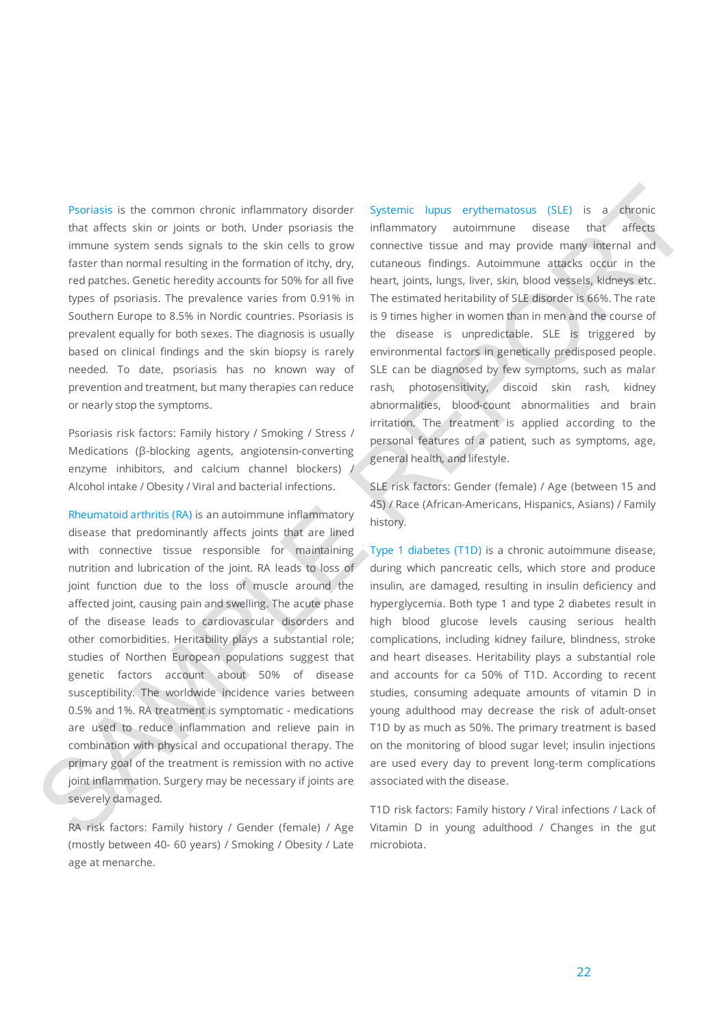Psoriasis is the common chronic inflammatory disorder that affects skin or joints or both. Under psoriasis the immune system sends signals to the skin cells to grow faster than normal resulting in the formation of itchy, dry, red patches. Genetic heredity accounts for 50% for all five types of psoriasis. The prevalence varies from 0.91% in Southern Europe to 8.5% in Nordic countries. Psoriasis is prevalent equally for both sexes. The diagnosis is usually based on clinical findings and the skin biopsy is rarely needed. To date, psoriasis has no known way of prevention and treatment, but many therapies can reduce or nearly stop the symptoms.

Psoriasis risk factors: Family history / Smoking / Stress / Medications (β-blocking agents, angiotensin-converting enzyme inhibitors, and calcium channel blockers) / Alcohol intake / Obesity / Viral and bacterial infections.

Rheumatoid arthritis (RA) is an autoimmune inflammatory disease that predominantly affects joints that are lined with connective tissue responsible for maintaining nutrition and lubrication of the joint. RA leads to loss of joint function due to the loss of muscle around the affected joint, causing pain and swelling. The acute phase of the disease leads to cardiovascular disorders and other comorbidities. Heritability plays a substantial role; studies of Northen European populations suggest that genetic factors account about 50% of disease susceptibility. The worldwide incidence varies between 0.5% and 1%. RA treatment is symptomatic - medications are used to reduce inflammation and relieve pain in combination with physical and occupational therapy. The primary goal of the treatment is remission with no active joint inflammation. Surgery may be necessary if joints are severely damaged.

RA risk factors: Family history / Gender (female) / Age (mostly between 40- 60 years) / Smoking / Obesity / Late age at menarche.

Systemic lupus erythematosus (SLE) is a chronic inflammatory autoimmune disease that affects connective tissue and may provide many internal and cutaneous findings. Autoimmune attacks occur in the heart, joints, lungs, liver, skin, blood vessels, kidneys etc. The estimated heritability of SLE disorder is 66%. The rate is 9 times higher in women than in men and the course of the disease is unpredictable. SLE is triggered by environmental factors in genetically predisposed people. SLE can be diagnosed by few symptoms, such as malar rash, photosensitivity, discoid skin rash, kidney abnormalities, blood-count abnormalities and brain irritation. The treatment is applied according to the personal features of a patient, such as symptoms, age, general health, and lifestyle.

SLE risk factors: Gender (female) / Age (between 15 and 45) / Race (African-Americans, Hispanics, Asians) / Family history.

Type 1 diabetes (T1D) is a chronic autoimmune disease, during which pancreatic cells, which store and produce insulin, are damaged, resulting in insulin deficiency and hyperglycemia. Both type 1 and type 2 diabetes result in high blood glucose levels causing serious health complications, including kidney failure, blindness, stroke and heart diseases. Heritability plays a substantial role and accounts for ca 50% of T1D. According to recent studies, consuming adequate amounts of vitamin D in young adulthood may decrease the risk of adult-onset T1D by as much as 50%. The primary treatment is based on the monitoring of blood sugar level; insulin injections are used every day to prevent long-term complications associated with the disease.

T1D risk factors: Family history / Viral infections / Lack of Vitamin D in young adulthood / Changes in the gut microbiota.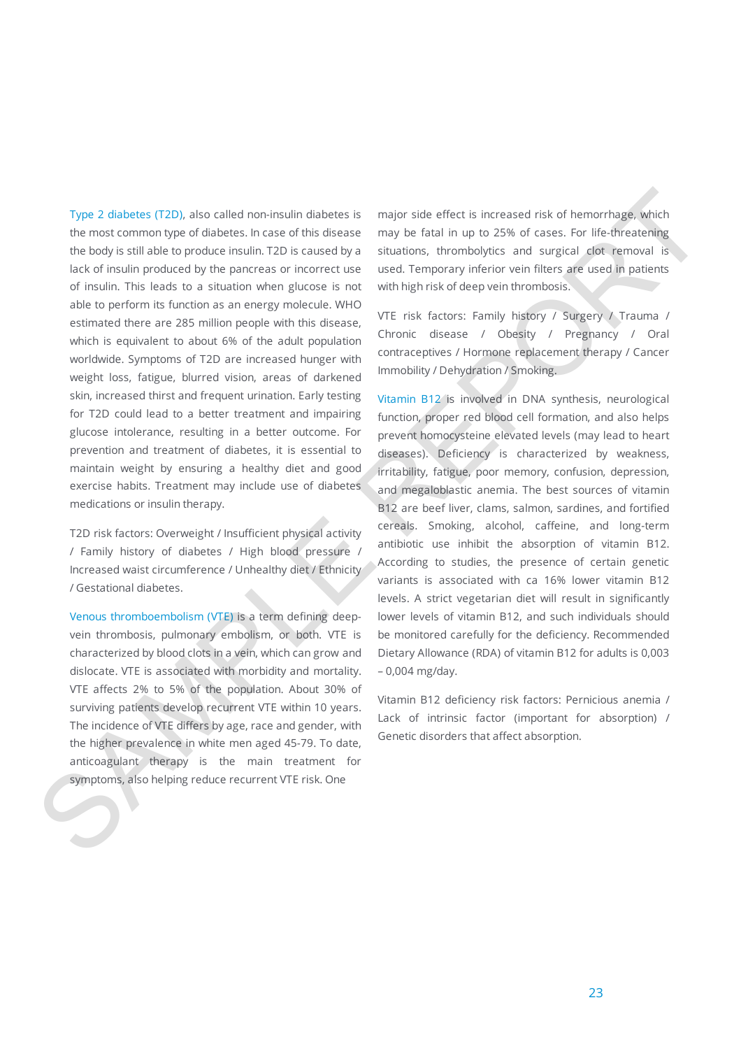Type 2 diabetes (T2D), also called non-insulin diabetes is the most common type of diabetes. In case of this disease the body is still able to produce insulin. T2D is caused by a lack of insulin produced by the pancreas or incorrect use of insulin. This leads to a situation when glucose is not able to perform its function as an energy molecule. WHO estimated there are 285 million people with this disease, which is equivalent to about 6% of the adult population worldwide. Symptoms of T2D are increased hunger with weight loss, fatigue, blurred vision, areas of darkened skin, increased thirst and frequent urination. Early testing for T2D could lead to a better treatment and impairing glucose intolerance, resulting in a better outcome. For prevention and treatment of diabetes, it is essential to maintain weight by ensuring a healthy diet and good exercise habits. Treatment may include use of diabetes medications or insulin therapy.

T2D risk factors: Overweight / Insufficient physical activity / Family history of diabetes / High blood pressure / Increased waist circumference / Unhealthy diet / Ethnicity / Gestational diabetes.

Venous thromboembolism (VTE) is a term defining deep-vein thrombosis, pulmonary embolism, or both. VTE is characterized by blood clots in a vein, which can grow and dislocate. VTE is associated with morbidity and mortality. VTE affects 2% to 5% of the population. About 30% of surviving patients develop recurrent VTE within 10 years. The incidence of VTE differs by age, race and gender, with the higher prevalence in white men aged 45-79. To date, anticoagulant therapy is the main treatment for symptoms, also helping reduce recurrent VTE risk. One major side effect is increased risk of hemorrhage, which may be fatal in up to 25% of cases. For life-threatening situations, thrombolytics and surgical clot removal is used. Temporary inferior vein filters are used in patients with high risk of deep vein thrombosis.

VTE risk factors: Family history / Surgery / Trauma / Chronic disease / Obesity / Pregnancy / Oral contraceptives / Hormone replacement therapy / Cancer Immobility / Dehydration / Smoking.

Vitamin B12 is involved in DNA synthesis, neurological function, proper red blood cell formation, and also helps prevent homocysteine elevated levels (may lead to heart diseases). Deficiency is characterized by weakness, irritability, fatigue, poor memory, confusion, depression, and megaloblastic anemia. The best sources of vitamin B12 are beef liver, clams, salmon, sardines, and fortified cereals. Smoking, alcohol, caffeine, and long-term antibiotic use inhibit the absorption of vitamin B12. According to studies, the presence of certain genetic variants is associated with ca 16% lower vitamin B12 levels. A strict vegetarian diet will result in significantly lower levels of vitamin B12, and such individuals should be monitored carefully for the deficiency. Recommended Dietary Allowance (RDA) of vitamin B12 for adults is 0,003 – 0,004 mg/day.

Vitamin B12 deficiency risk factors: Pernicious anemia / Lack of intrinsic factor (important for absorption) / Genetic disorders that affect absorption.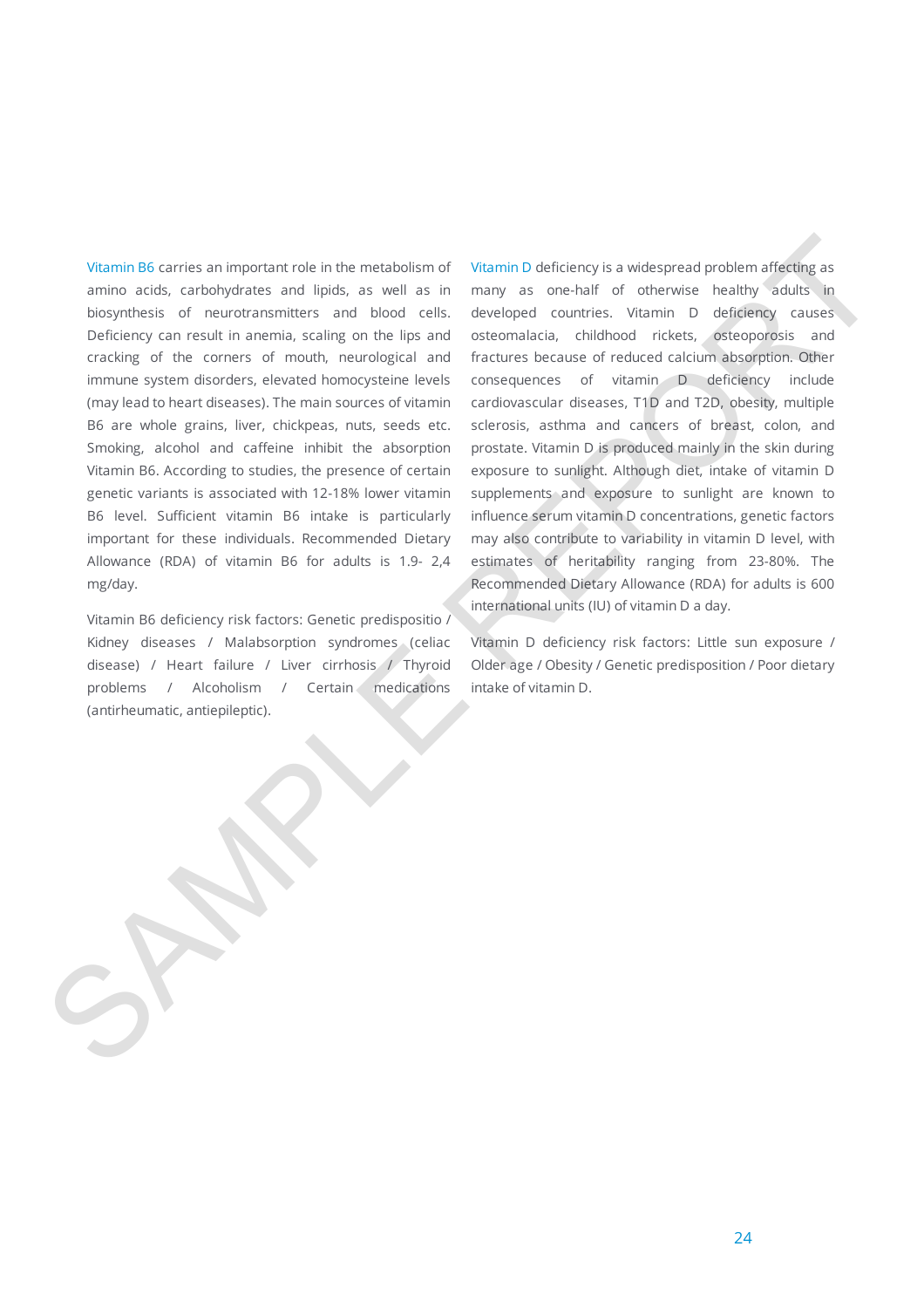Vitamin B6 carries an important role in the metabolism of amino acids, carbohydrates and lipids, as well as in biosynthesis of neurotransmitters and blood cells. Deficiency can result in anemia, scaling on the lips and cracking of the corners of mouth, neurological and immune system disorders, elevated homocysteine levels (may lead to heart diseases). The main sources of vitamin B6 are whole grains, liver, chickpeas, nuts, seeds etc. Smoking, alcohol and caffeine inhibit the absorption Vitamin B6. According to studies, the presence of certain genetic variants is associated with 12-18% lower vitamin B6 level. Sufficient vitamin B6 intake is particularly important for these individuals. Recommended Dietary Allowance (RDA) of vitamin B6 for adults is 1.9- 2,4 mg/day.

Vitamin B6 deficiency risk factors: Genetic predispositio / Kidney diseases / Malabsorption syndromes (celiac disease) / Heart failure / Liver cirrhosis / Thyroid problems / Alcoholism / Certain medications (antirheumatic, antiepileptic).

Vitamin D deficiency is a widespread problem affecting as many as one-half of otherwise healthy adults in developed countries. Vitamin D deficiency causes osteomalacia, childhood rickets, osteoporosis and fractures because of reduced calcium absorption. Other consequences of vitamin D deficiency include cardiovascular diseases, T1D and T2D, obesity, multiple sclerosis, asthma and cancers of breast, colon, and prostate. Vitamin D is produced mainly in the skin during exposure to sunlight. Although diet, intake of vitamin D supplements and exposure to sunlight are known to influence serum vitamin D concentrations, genetic factors may also contribute to variability in vitamin D level, with estimates of heritability ranging from 23-80%. The Recommended Dietary Allowance (RDA) for adults is 600 international units (IU) of vitamin D a day.

Vitamin D deficiency risk factors: Little sun exposure / Older age / Obesity / Genetic predisposition / Poor dietary intake of vitamin D.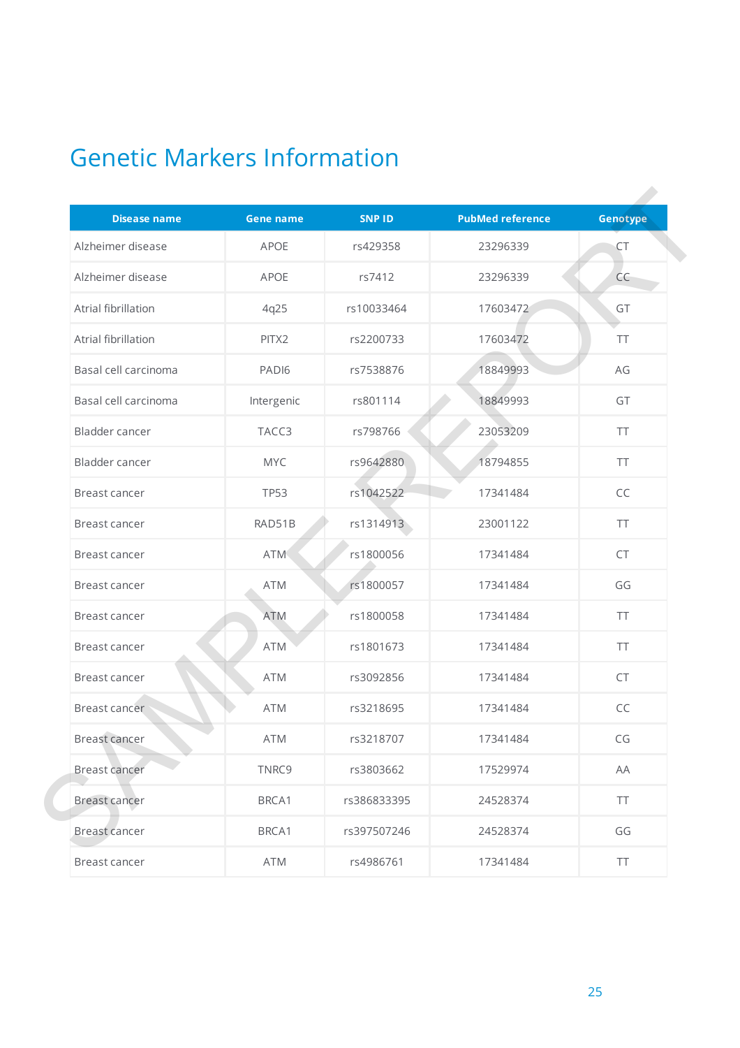# Genetic Markers Information

| Disease name | Gene name | SNP ID | PubMed reference | Genotype |
|---|---|---|---|---|
| Alzheimer disease | APOE | rs429358 | 23296339 | CT |
| Alzheimer disease | APOE | rs7412 | 23296339 | CC |
| Atrial fibrillation | 4q25 | rs10033464 | 17603472 | GT |
| Atrial fibrillation | PITX2 | rs2200733 | 17603472 | TT |
| Basal cell carcinoma | PADI6 | rs7538876 | 18849993 | AG |
| Basal cell carcinoma | Intergenic | rs801114 | 18849993 | GT |
| Bladder cancer | TACC3 | rs798766 | 23053209 | TT |
| Bladder cancer | MYC | rs9642880 | 18794855 | TT |
| Breast cancer | TP53 | rs1042522 | 17341484 | CC |
| Breast cancer | RAD51B | rs1314913 | 23001122 | TT |
| Breast cancer | ATM | rs1800056 | 17341484 | CT |
| Breast cancer | ATM | rs1800057 | 17341484 | GG |
| Breast cancer | ATM | rs1800058 | 17341484 | TT |
| Breast cancer | ATM | rs1801673 | 17341484 | TT |
| Breast cancer | ATM | rs3092856 | 17341484 | CT |
| Breast cancer | ATM | rs3218695 | 17341484 | CC |
| Breast cancer | ATM | rs3218707 | 17341484 | CG |
| Breast cancer | TNRC9 | rs3803662 | 17529974 | AA |
| Breast cancer | BRCA1 | rs386833395 | 24528374 | TT |
| Breast cancer | BRCA1 | rs397507246 | 24528374 | GG |
| Breast cancer | ATM | rs4986761 | 17341484 | TT |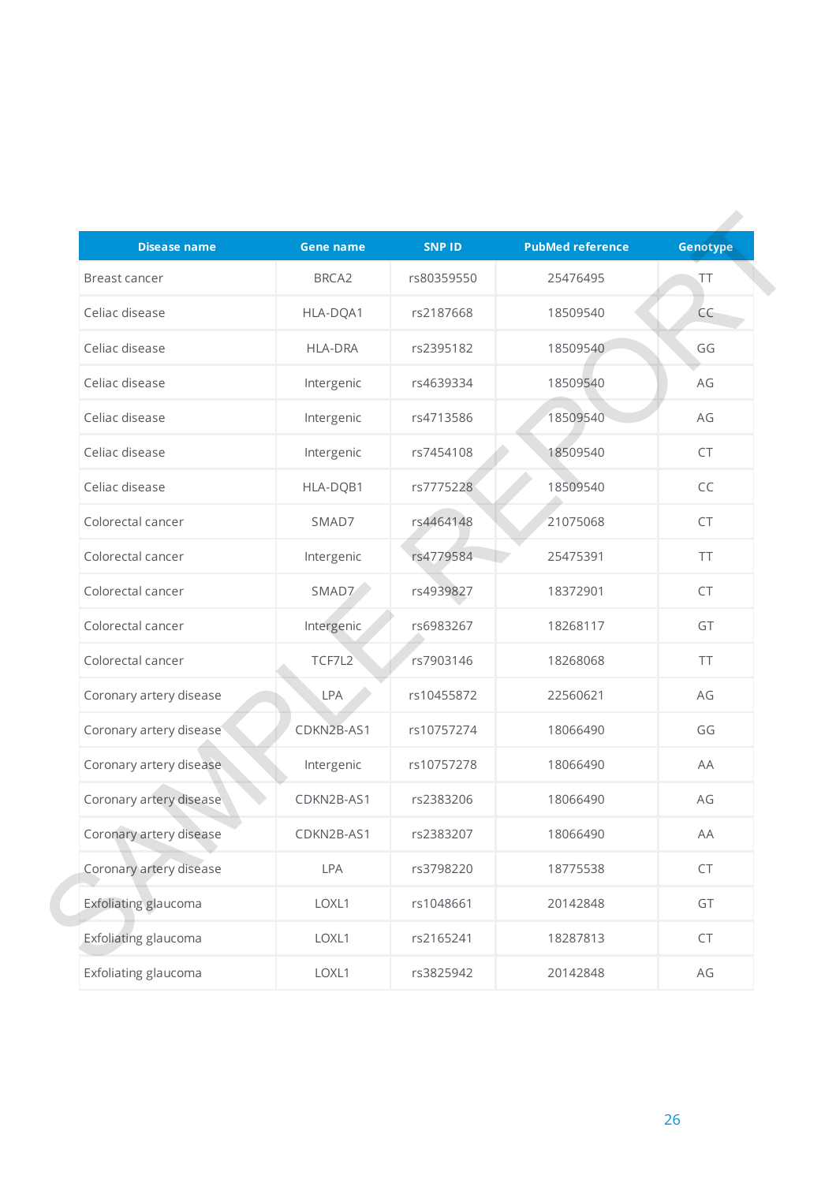| Disease name | Gene name | SNP ID | PubMed reference | Genotype |
|---|---|---|---|---|
| Breast cancer | BRCA2 | rs80359550 | 25476495 | TT |
| Celiac disease | HLA-DQA1 | rs2187668 | 18509540 | CC |
| Celiac disease | HLA-DRA | rs2395182 | 18509540 | GG |
| Celiac disease | Intergenic | rs4639334 | 18509540 | AG |
| Celiac disease | Intergenic | rs4713586 | 18509540 | AG |
| Celiac disease | Intergenic | rs7454108 | 18509540 | CT |
| Celiac disease | HLA-DQB1 | rs7775228 | 18509540 | CC |
| Colorectal cancer | SMAD7 | rs4464148 | 21075068 | CT |
| Colorectal cancer | Intergenic | rs4779584 | 25475391 | TT |
| Colorectal cancer | SMAD7 | rs4939827 | 18372901 | CT |
| Colorectal cancer | Intergenic | rs6983267 | 18268117 | GT |
| Colorectal cancer | TCF7L2 | rs7903146 | 18268068 | TT |
| Coronary artery disease | LPA | rs10455872 | 22560621 | AG |
| Coronary artery disease | CDKN2B-AS1 | rs10757274 | 18066490 | GG |
| Coronary artery disease | Intergenic | rs10757278 | 18066490 | AA |
| Coronary artery disease | CDKN2B-AS1 | rs2383206 | 18066490 | AG |
| Coronary artery disease | CDKN2B-AS1 | rs2383207 | 18066490 | AA |
| Coronary artery disease | LPA | rs3798220 | 18775538 | CT |
| Exfoliating glaucoma | LOXL1 | rs1048661 | 20142848 | GT |
| Exfoliating glaucoma | LOXL1 | rs2165241 | 18287813 | CT |
| Exfoliating glaucoma | LOXL1 | rs3825942 | 20142848 | AG |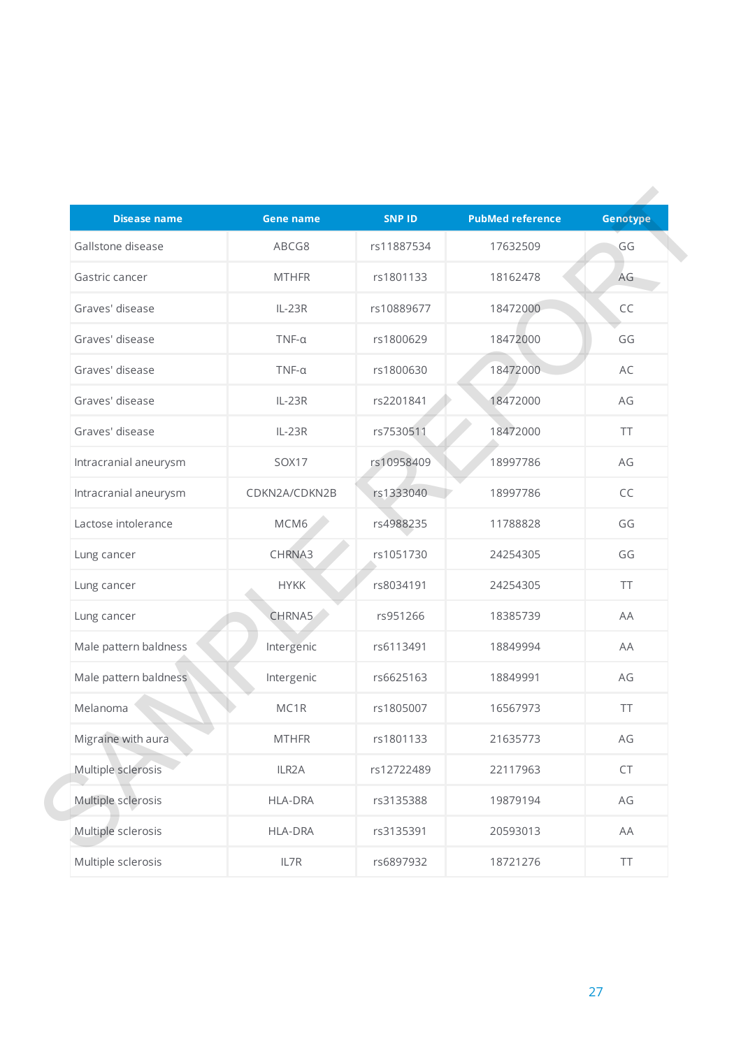| Disease name | Gene name | SNP ID | PubMed reference | Genotype |
|---|---|---|---|---|
| Gallstone disease | ABCG8 | rs11887534 | 17632509 | GG |
| Gastric cancer | MTHFR | rs1801133 | 18162478 | AG |
| Graves' disease | IL-23R | rs10889677 | 18472000 | CC |
| Graves' disease | TNF-α | rs1800629 | 18472000 | GG |
| Graves' disease | TNF-α | rs1800630 | 18472000 | AC |
| Graves' disease | IL-23R | rs2201841 | 18472000 | AG |
| Graves' disease | IL-23R | rs7530511 | 18472000 | TT |
| Intracranial aneurysm | SOX17 | rs10958409 | 18997786 | AG |
| Intracranial aneurysm | CDKN2A/CDKN2B | rs1333040 | 18997786 | CC |
| Lactose intolerance | MCM6 | rs4988235 | 11788828 | GG |
| Lung cancer | CHRNA3 | rs1051730 | 24254305 | GG |
| Lung cancer | HYKK | rs8034191 | 24254305 | TT |
| Lung cancer | CHRNA5 | rs951266 | 18385739 | AA |
| Male pattern baldness | Intergenic | rs6113491 | 18849994 | AA |
| Male pattern baldness | Intergenic | rs6625163 | 18849991 | AG |
| Melanoma | MC1R | rs1805007 | 16567973 | TT |
| Migraine with aura | MTHFR | rs1801133 | 21635773 | AG |
| Multiple sclerosis | ILR2A | rs12722489 | 22117963 | CT |
| Multiple sclerosis | HLA-DRA | rs3135388 | 19879194 | AG |
| Multiple sclerosis | HLA-DRA | rs3135391 | 20593013 | AA |
| Multiple sclerosis | IL7R | rs6897932 | 18721276 | TT |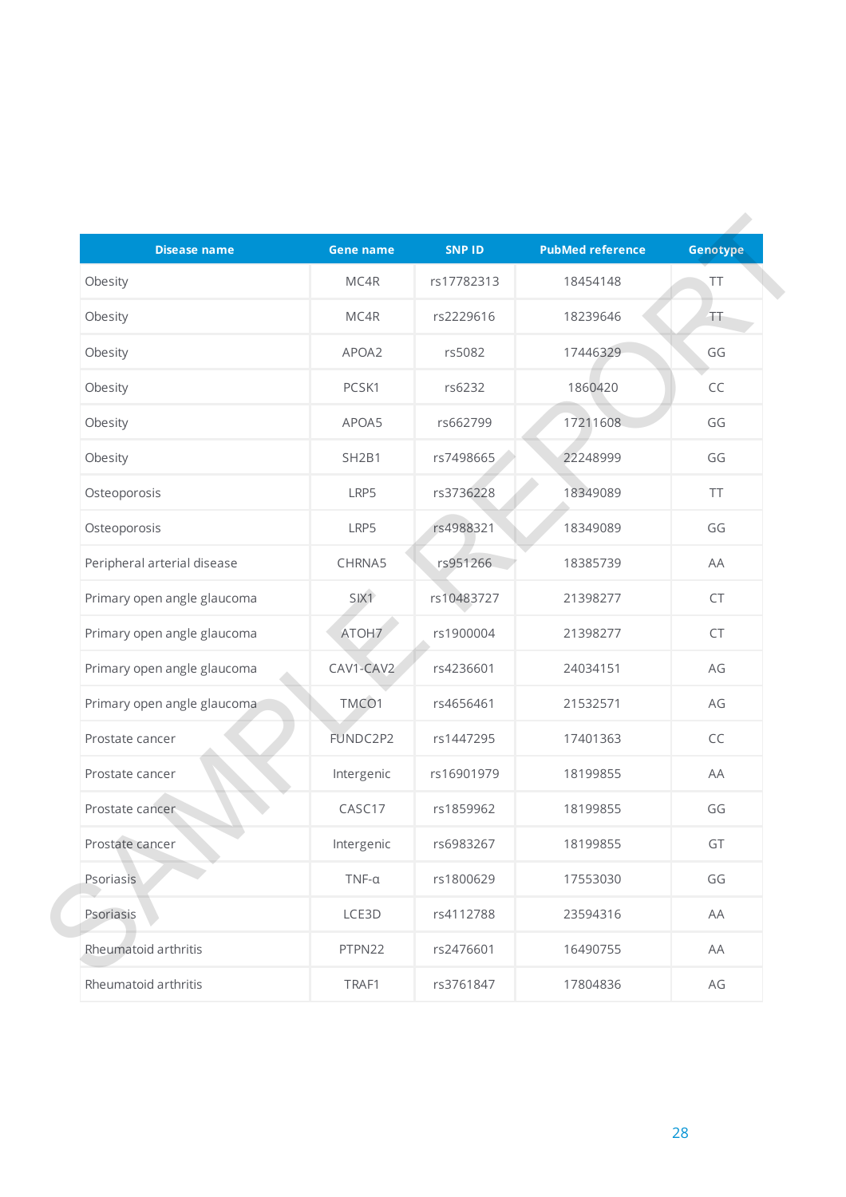| Disease name | Gene name | SNP ID | PubMed reference | Genotype |
|---|---|---|---|---|
| Obesity | MC4R | rs17782313 | 18454148 | TT |
| Obesity | MC4R | rs2229616 | 18239646 | TT |
| Obesity | APOA2 | rs5082 | 17446329 | GG |
| Obesity | PCSK1 | rs6232 | 1860420 | CC |
| Obesity | APOA5 | rs662799 | 17211608 | GG |
| Obesity | SH2B1 | rs7498665 | 22248999 | GG |
| Osteoporosis | LRP5 | rs3736228 | 18349089 | TT |
| Osteoporosis | LRP5 | rs4988321 | 18349089 | GG |
| Peripheral arterial disease | CHRNA5 | rs951266 | 18385739 | AA |
| Primary open angle glaucoma | SIX1 | rs10483727 | 21398277 | CT |
| Primary open angle glaucoma | ATOH7 | rs1900004 | 21398277 | CT |
| Primary open angle glaucoma | CAV1-CAV2 | rs4236601 | 24034151 | AG |
| Primary open angle glaucoma | TMCO1 | rs4656461 | 21532571 | AG |
| Prostate cancer | FUNDC2P2 | rs1447295 | 17401363 | CC |
| Prostate cancer | Intergenic | rs16901979 | 18199855 | AA |
| Prostate cancer | CASC17 | rs1859962 | 18199855 | GG |
| Prostate cancer | Intergenic | rs6983267 | 18199855 | GT |
| Psoriasis | TNF-α | rs1800629 | 17553030 | GG |
| Psoriasis | LCE3D | rs4112788 | 23594316 | AA |
| Rheumatoid arthritis | PTPN22 | rs2476601 | 16490755 | AA |
| Rheumatoid arthritis | TRAF1 | rs3761847 | 17804836 | AG |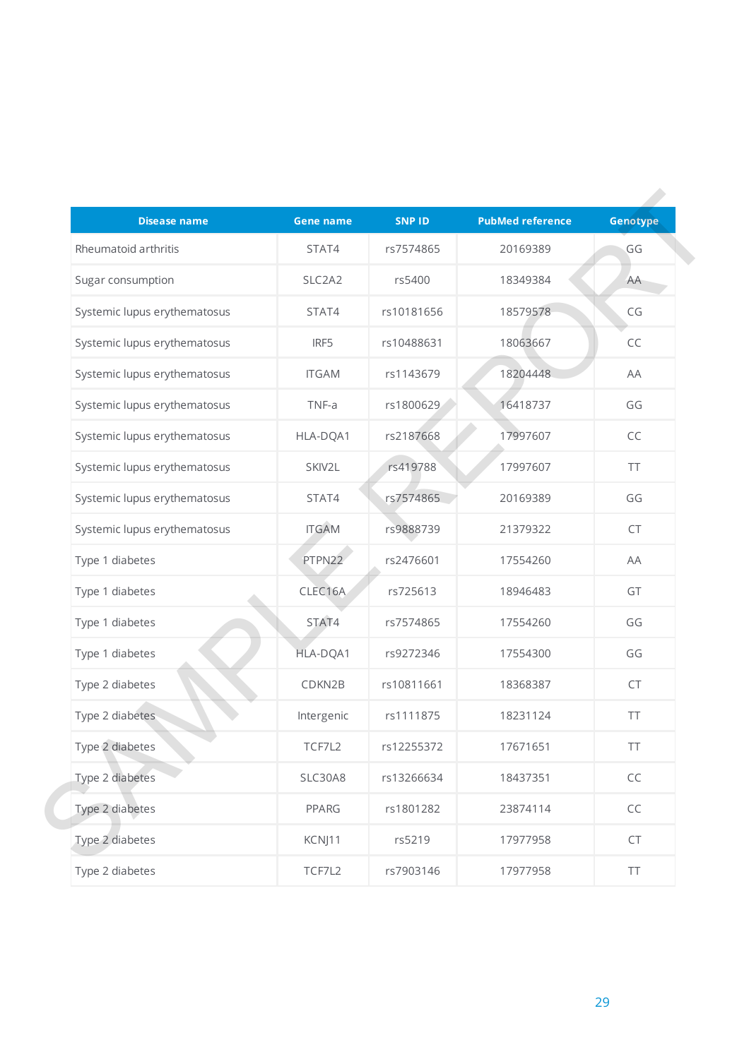| Disease name | Gene name | SNP ID | PubMed reference | Genotype |
|---|---|---|---|---|
| Rheumatoid arthritis | STAT4 | rs7574865 | 20169389 | GG |
| Sugar consumption | SLC2A2 | rs5400 | 18349384 | AA |
| Systemic lupus erythematosus | STAT4 | rs10181656 | 18579578 | CG |
| Systemic lupus erythematosus | IRF5 | rs10488631 | 18063667 | CC |
| Systemic lupus erythematosus | ITGAM | rs1143679 | 18204448 | AA |
| Systemic lupus erythematosus | TNF-a | rs1800629 | 16418737 | GG |
| Systemic lupus erythematosus | HLA-DQA1 | rs2187668 | 17997607 | CC |
| Systemic lupus erythematosus | SKIV2L | rs419788 | 17997607 | TT |
| Systemic lupus erythematosus | STAT4 | rs7574865 | 20169389 | GG |
| Systemic lupus erythematosus | ITGAM | rs9888739 | 21379322 | CT |
| Type 1 diabetes | PTPN22 | rs2476601 | 17554260 | AA |
| Type 1 diabetes | CLEC16A | rs725613 | 18946483 | GT |
| Type 1 diabetes | STAT4 | rs7574865 | 17554260 | GG |
| Type 1 diabetes | HLA-DQA1 | rs9272346 | 17554300 | GG |
| Type 2 diabetes | CDKN2B | rs10811661 | 18368387 | CT |
| Type 2 diabetes | Intergenic | rs1111875 | 18231124 | TT |
| Type 2 diabetes | TCF7L2 | rs12255372 | 17671651 | TT |
| Type 2 diabetes | SLC30A8 | rs13266634 | 18437351 | CC |
| Type 2 diabetes | PPARG | rs1801282 | 23874114 | CC |
| Type 2 diabetes | KCNJ11 | rs5219 | 17977958 | CT |
| Type 2 diabetes | TCF7L2 | rs7903146 | 17977958 | TT |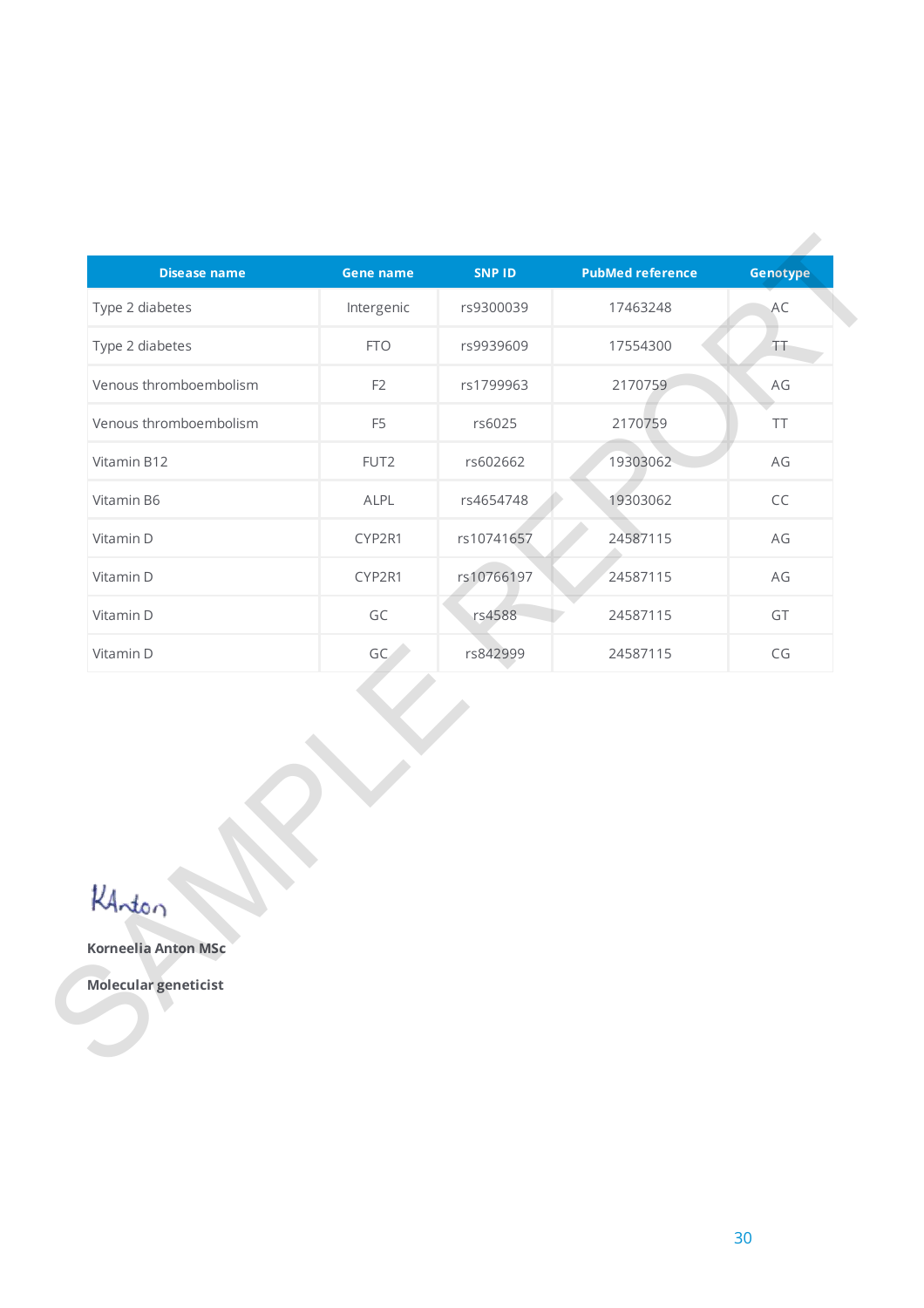| Disease name | Gene name | SNP ID | PubMed reference | Genotype |
|---|---|---|---|---|
| Type 2 diabetes | Intergenic | rs9300039 | 17463248 | AC |
| Type 2 diabetes | FTO | rs9939609 | 17554300 | TT |
| Venous thromboembolism | F2 | rs1799963 | 2170759 | AG |
| Venous thromboembolism | F5 | rs6025 | 2170759 | TT |
| Vitamin B12 | FUT2 | rs602662 | 19303062 | AG |
| Vitamin B6 | ALPL | rs4654748 | 19303062 | CC |
| Vitamin D | CYP2R1 | rs10741657 | 24587115 | AG |
| Vitamin D | CYP2R1 | rs10766197 | 24587115 | AG |
| Vitamin D | GC | rs4588 | 24587115 | GT |
| Vitamin D | GC | rs842999 | 24587115 | CG |

KAnton

**Korneelia Anton MSc**

**Molecular geneticist**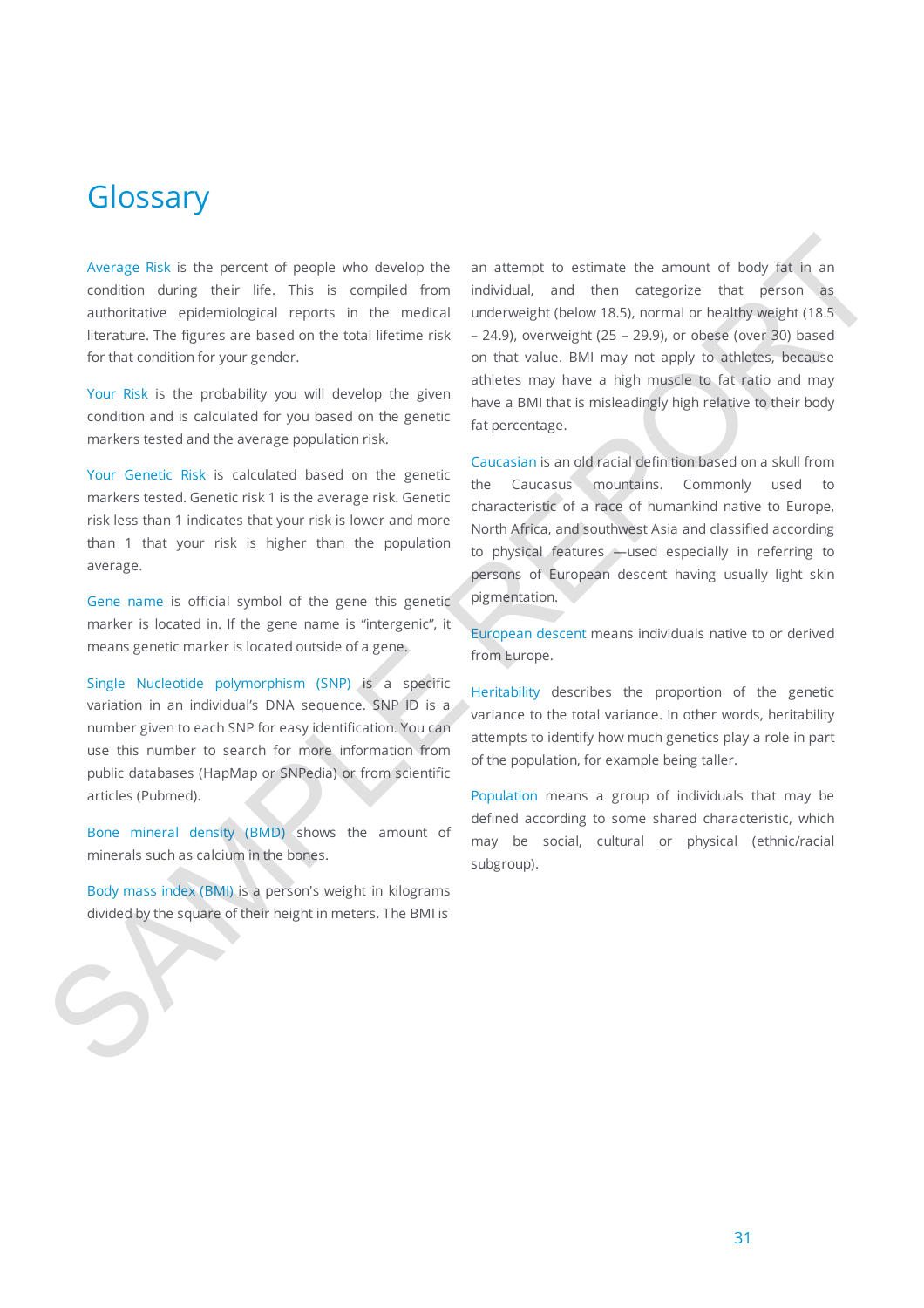# Glossary

**Average Risk** is the percent of people who develop the condition during their life. This is compiled from authoritative epidemiological reports in the medical literature. The figures are based on the total lifetime risk for that condition for your gender.

**Your Risk** is the probability you will develop the given condition and is calculated for you based on the genetic markers tested and the average population risk.

**Your Genetic Risk** is calculated based on the genetic markers tested. Genetic risk 1 is the average risk. Genetic risk less than 1 indicates that your risk is lower and more than 1 that your risk is higher than the population average.

**Gene name** is official symbol of the gene this genetic marker is located in. If the gene name is "intergenic", it means genetic marker is located outside of a gene.

**Single Nucleotide polymorphism (SNP)** is a specific variation in an individual's DNA sequence. SNP ID is a number given to each SNP for easy identification. You can use this number to search for more information from public databases (HapMap or SNPedia) or from scientific articles (Pubmed).

**Bone mineral density (BMD)** shows the amount of minerals such as calcium in the bones.

**Body mass index (BMI)** is a person's weight in kilograms divided by the square of their height in meters. The BMI is an attempt to estimate the amount of body fat in an individual, and then categorize that person as underweight (below 18.5), normal or healthy weight (18.5 – 24.9), overweight (25 – 29.9), or obese (over 30) based on that value. BMI may not apply to athletes, because athletes may have a high muscle to fat ratio and may have a BMI that is misleadingly high relative to their body fat percentage.

**Caucasian** is an old racial definition based on a skull from the Caucasus mountains. Commonly used to characteristic of a race of humankind native to Europe, North Africa, and southwest Asia and classified according to physical features —used especially in referring to persons of European descent having usually light skin pigmentation.

**European descent** means individuals native to or derived from Europe.

**Heritability** describes the proportion of the genetic variance to the total variance. In other words, heritability attempts to identify how much genetics play a role in part of the population, for example being taller.

**Population** means a group of individuals that may be defined according to some shared characteristic, which may be social, cultural or physical (ethnic/racial subgroup).